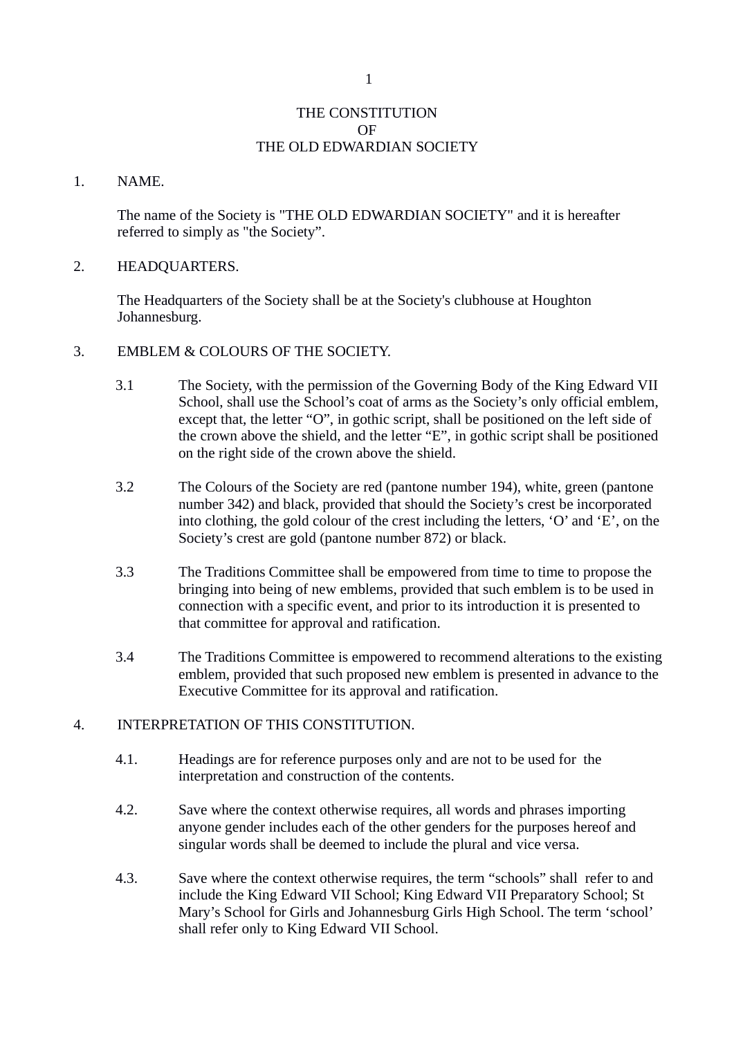# THE CONSTITUTION
# OF
# THE OLD EDWARDIAN SOCIETY

## 1. NAME.

The name of the Society is "THE OLD EDWARDIAN SOCIETY" and it is hereafter referred to simply as "the Society".

## 2. HEADQUARTERS.

The Headquarters of the Society shall be at the Society's clubhouse at Houghton Johannesburg.

## 3. EMBLEM & COLOURS OF THE SOCIETY.

3.1 The Society, with the permission of the Governing Body of the King Edward VII School, shall use the School's coat of arms as the Society's only official emblem, except that, the letter "O", in gothic script, shall be positioned on the left side of the crown above the shield, and the letter "E", in gothic script shall be positioned on the right side of the crown above the shield.

3.2 The Colours of the Society are red (pantone number 194), white, green (pantone number 342) and black, provided that should the Society's crest be incorporated into clothing, the gold colour of the crest including the letters, 'O' and 'E', on the Society's crest are gold (pantone number 872) or black.

3.3 The Traditions Committee shall be empowered from time to time to propose the bringing into being of new emblems, provided that such emblem is to be used in connection with a specific event, and prior to its introduction it is presented to that committee for approval and ratification.

3.4 The Traditions Committee is empowered to recommend alterations to the existing emblem, provided that such proposed new emblem is presented in advance to the Executive Committee for its approval and ratification.

## 4. INTERPRETATION OF THIS CONSTITUTION.

4.1. Headings are for reference purposes only and are not to be used for the interpretation and construction of the contents.

4.2. Save where the context otherwise requires, all words and phrases importing anyone gender includes each of the other genders for the purposes hereof and singular words shall be deemed to include the plural and vice versa.

4.3. Save where the context otherwise requires, the term "schools" shall refer to and include the King Edward VII School; King Edward VII Preparatory School; St Mary's School for Girls and Johannesburg Girls High School. The term 'school' shall refer only to King Edward VII School.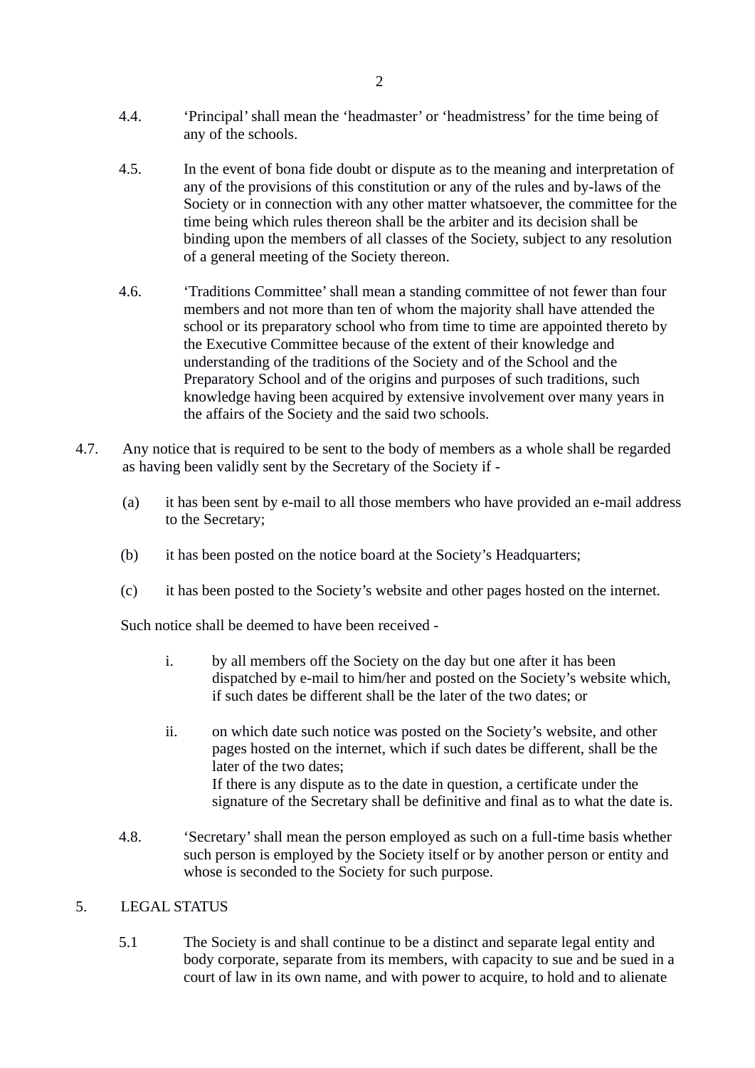4.4. ‘Principal’ shall mean the ‘headmaster’ or ‘headmistress’ for the time being of any of the schools.

4.5. In the event of bona fide doubt or dispute as to the meaning and interpretation of any of the provisions of this constitution or any of the rules and by-laws of the Society or in connection with any other matter whatsoever, the committee for the time being which rules thereon shall be the arbiter and its decision shall be binding upon the members of all classes of the Society, subject to any resolution of a general meeting of the Society thereon.

4.6. ‘Traditions Committee’ shall mean a standing committee of not fewer than four members and not more than ten of whom the majority shall have attended the school or its preparatory school who from time to time are appointed thereto by the Executive Committee because of the extent of their knowledge and understanding of the traditions of the Society and of the School and the Preparatory School and of the origins and purposes of such traditions, such knowledge having been acquired by extensive involvement over many years in the affairs of the Society and the said two schools.

4.7. Any notice that is required to be sent to the body of members as a whole shall be regarded as having been validly sent by the Secretary of the Society if -

(a) it has been sent by e-mail to all those members who have provided an e-mail address to the Secretary;

(b) it has been posted on the notice board at the Society’s Headquarters;

(c) it has been posted to the Society’s website and other pages hosted on the internet.

Such notice shall be deemed to have been received -

i. by all members off the Society on the day but one after it has been dispatched by e-mail to him/her and posted on the Society’s website which, if such dates be different shall be the later of the two dates; or

ii. on which date such notice was posted on the Society’s website, and other pages hosted on the internet, which if such dates be different, shall be the later of the two dates;
If there is any dispute as to the date in question, a certificate under the signature of the Secretary shall be definitive and final as to what the date is.

4.8. ‘Secretary’ shall mean the person employed as such on a full-time basis whether such person is employed by the Society itself or by another person or entity and whose is seconded to the Society for such purpose.

5. LEGAL STATUS

5.1 The Society is and shall continue to be a distinct and separate legal entity and body corporate, separate from its members, with capacity to sue and be sued in a court of law in its own name, and with power to acquire, to hold and to alienate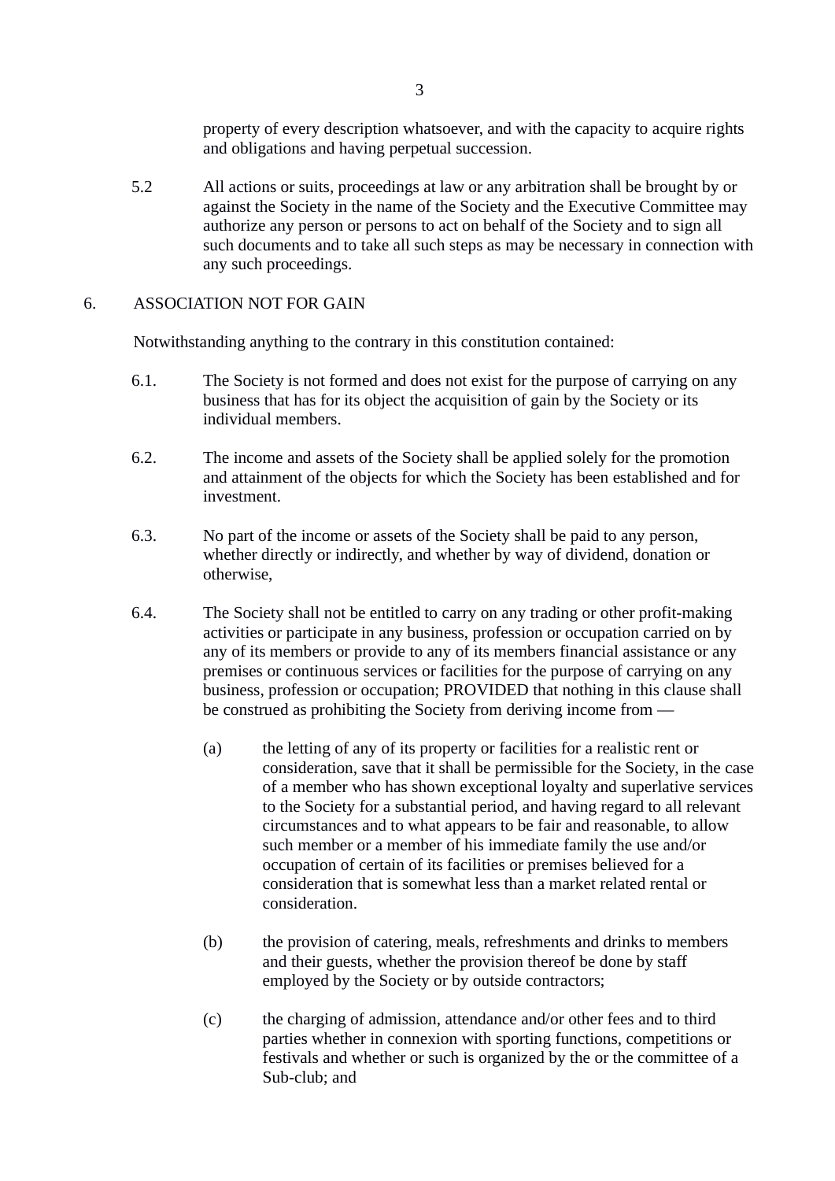property of every description whatsoever, and with the capacity to acquire rights and obligations and having perpetual succession.

5.2 All actions or suits, proceedings at law or any arbitration shall be brought by or against the Society in the name of the Society and the Executive Committee may authorize any person or persons to act on behalf of the Society and to sign all such documents and to take all such steps as may be necessary in connection with any such proceedings.

## 6. ASSOCIATION NOT FOR GAIN

Notwithstanding anything to the contrary in this constitution contained:

6.1. The Society is not formed and does not exist for the purpose of carrying on any business that has for its object the acquisition of gain by the Society or its individual members.

6.2. The income and assets of the Society shall be applied solely for the promotion and attainment of the objects for which the Society has been established and for investment.

6.3. No part of the income or assets of the Society shall be paid to any person, whether directly or indirectly, and whether by way of dividend, donation or otherwise,

6.4. The Society shall not be entitled to carry on any trading or other profit-making activities or participate in any business, profession or occupation carried on by any of its members or provide to any of its members financial assistance or any premises or continuous services or facilities for the purpose of carrying on any business, profession or occupation; PROVIDED that nothing in this clause shall be construed as prohibiting the Society from deriving income from —

(a) the letting of any of its property or facilities for a realistic rent or consideration, save that it shall be permissible for the Society, in the case of a member who has shown exceptional loyalty and superlative services to the Society for a substantial period, and having regard to all relevant circumstances and to what appears to be fair and reasonable, to allow such member or a member of his immediate family the use and/or occupation of certain of its facilities or premises believed for a consideration that is somewhat less than a market related rental or consideration.

(b) the provision of catering, meals, refreshments and drinks to members and their guests, whether the provision thereof be done by staff employed by the Society or by outside contractors;

(c) the charging of admission, attendance and/or other fees and to third parties whether in connexion with sporting functions, competitions or festivals and whether or such is organized by the or the committee of a Sub-club; and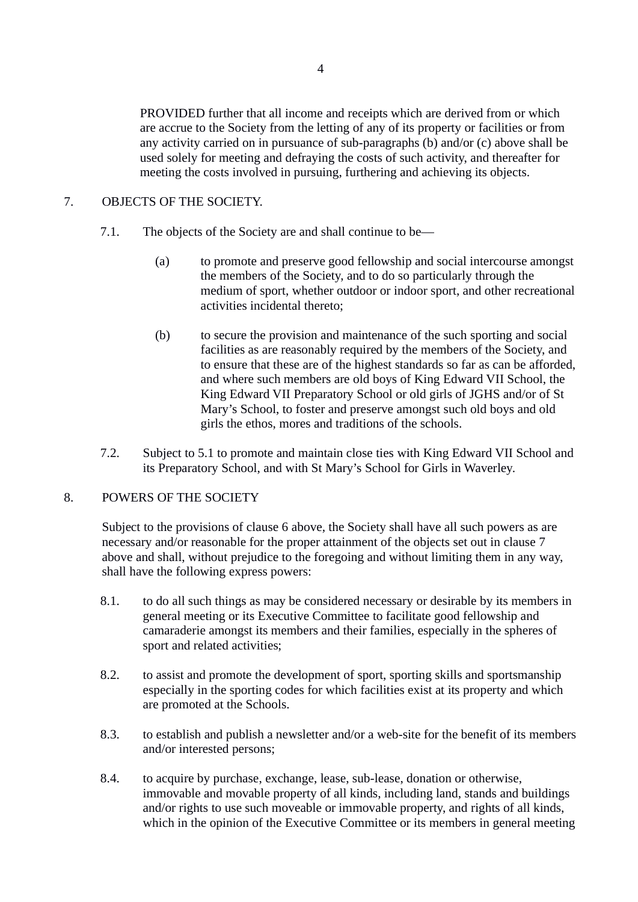PROVIDED further that all income and receipts which are derived from or which are accrue to the Society from the letting of any of its property or facilities or from any activity carried on in pursuance of sub-paragraphs (b) and/or (c) above shall be used solely for meeting and defraying the costs of such activity, and thereafter for meeting the costs involved in pursuing, furthering and achieving its objects.

7. OBJECTS OF THE SOCIETY.

7.1. The objects of the Society are and shall continue to be—

(a) to promote and preserve good fellowship and social intercourse amongst the members of the Society, and to do so particularly through the medium of sport, whether outdoor or indoor sport, and other recreational activities incidental thereto;

(b) to secure the provision and maintenance of the such sporting and social facilities as are reasonably required by the members of the Society, and to ensure that these are of the highest standards so far as can be afforded, and where such members are old boys of King Edward VII School, the King Edward VII Preparatory School or old girls of JGHS and/or of St Mary’s School, to foster and preserve amongst such old boys and old girls the ethos, mores and traditions of the schools.

7.2. Subject to 5.1 to promote and maintain close ties with King Edward VII School and its Preparatory School, and with St Mary’s School for Girls in Waverley.

8. POWERS OF THE SOCIETY

Subject to the provisions of clause 6 above, the Society shall have all such powers as are necessary and/or reasonable for the proper attainment of the objects set out in clause 7 above and shall, without prejudice to the foregoing and without limiting them in any way, shall have the following express powers:

8.1. to do all such things as may be considered necessary or desirable by its members in general meeting or its Executive Committee to facilitate good fellowship and camaraderie amongst its members and their families, especially in the spheres of sport and related activities;

8.2. to assist and promote the development of sport, sporting skills and sportsmanship especially in the sporting codes for which facilities exist at its property and which are promoted at the Schools.

8.3. to establish and publish a newsletter and/or a web-site for the benefit of its members and/or interested persons;

8.4. to acquire by purchase, exchange, lease, sub-lease, donation or otherwise, immovable and movable property of all kinds, including land, stands and buildings and/or rights to use such moveable or immovable property, and rights of all kinds, which in the opinion of the Executive Committee or its members in general meeting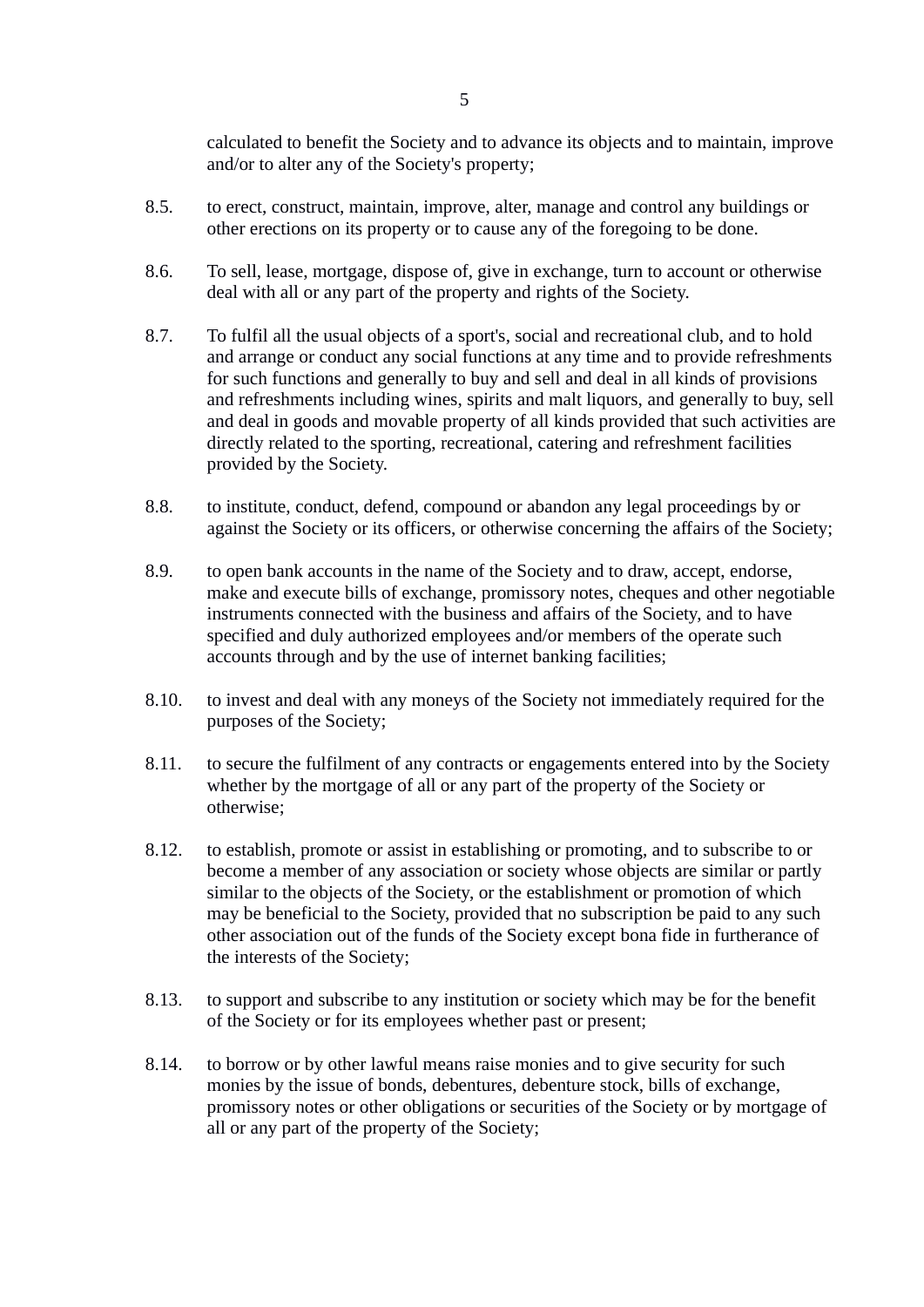calculated to benefit the Society and to advance its objects and to maintain, improve and/or to alter any of the Society's property;

8.5. to erect, construct, maintain, improve, alter, manage and control any buildings or other erections on its property or to cause any of the foregoing to be done.

8.6. To sell, lease, mortgage, dispose of, give in exchange, turn to account or otherwise deal with all or any part of the property and rights of the Society.

8.7. To fulfil all the usual objects of a sport's, social and recreational club, and to hold and arrange or conduct any social functions at any time and to provide refreshments for such functions and generally to buy and sell and deal in all kinds of provisions and refreshments including wines, spirits and malt liquors, and generally to buy, sell and deal in goods and movable property of all kinds provided that such activities are directly related to the sporting, recreational, catering and refreshment facilities provided by the Society.

8.8. to institute, conduct, defend, compound or abandon any legal proceedings by or against the Society or its officers, or otherwise concerning the affairs of the Society;

8.9. to open bank accounts in the name of the Society and to draw, accept, endorse, make and execute bills of exchange, promissory notes, cheques and other negotiable instruments connected with the business and affairs of the Society, and to have specified and duly authorized employees and/or members of the operate such accounts through and by the use of internet banking facilities;

8.10. to invest and deal with any moneys of the Society not immediately required for the purposes of the Society;

8.11. to secure the fulfilment of any contracts or engagements entered into by the Society whether by the mortgage of all or any part of the property of the Society or otherwise;

8.12. to establish, promote or assist in establishing or promoting, and to subscribe to or become a member of any association or society whose objects are similar or partly similar to the objects of the Society, or the establishment or promotion of which may be beneficial to the Society, provided that no subscription be paid to any such other association out of the funds of the Society except bona fide in furtherance of the interests of the Society;

8.13. to support and subscribe to any institution or society which may be for the benefit of the Society or for its employees whether past or present;

8.14. to borrow or by other lawful means raise monies and to give security for such monies by the issue of bonds, debentures, debenture stock, bills of exchange, promissory notes or other obligations or securities of the Society or by mortgage of all or any part of the property of the Society;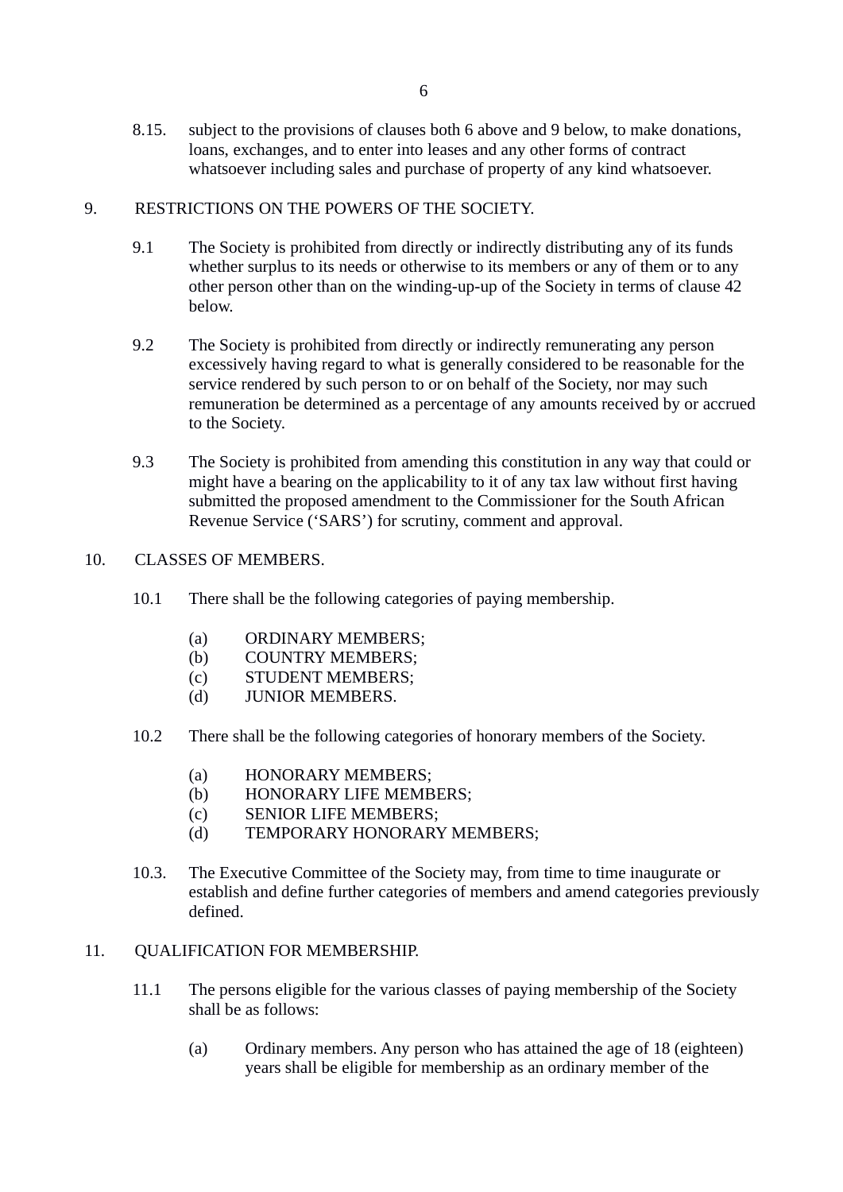8.15. subject to the provisions of clauses both 6 above and 9 below, to make donations, loans, exchanges, and to enter into leases and any other forms of contract whatsoever including sales and purchase of property of any kind whatsoever.

9. RESTRICTIONS ON THE POWERS OF THE SOCIETY.

9.1 The Society is prohibited from directly or indirectly distributing any of its funds whether surplus to its needs or otherwise to its members or any of them or to any other person other than on the winding-up-up of the Society in terms of clause 42 below.

9.2 The Society is prohibited from directly or indirectly remunerating any person excessively having regard to what is generally considered to be reasonable for the service rendered by such person to or on behalf of the Society, nor may such remuneration be determined as a percentage of any amounts received by or accrued to the Society.

9.3 The Society is prohibited from amending this constitution in any way that could or might have a bearing on the applicability to it of any tax law without first having submitted the proposed amendment to the Commissioner for the South African Revenue Service (‘SARS’) for scrutiny, comment and approval.

10. CLASSES OF MEMBERS.

10.1 There shall be the following categories of paying membership.

(a) ORDINARY MEMBERS;
(b) COUNTRY MEMBERS;
(c) STUDENT MEMBERS;
(d) JUNIOR MEMBERS.

10.2 There shall be the following categories of honorary members of the Society.

(a) HONORARY MEMBERS;
(b) HONORARY LIFE MEMBERS;
(c) SENIOR LIFE MEMBERS;
(d) TEMPORARY HONORARY MEMBERS;

10.3. The Executive Committee of the Society may, from time to time inaugurate or establish and define further categories of members and amend categories previously defined.

11. QUALIFICATION FOR MEMBERSHIP.

11.1 The persons eligible for the various classes of paying membership of the Society shall be as follows:

(a) Ordinary members. Any person who has attained the age of 18 (eighteen) years shall be eligible for membership as an ordinary member of the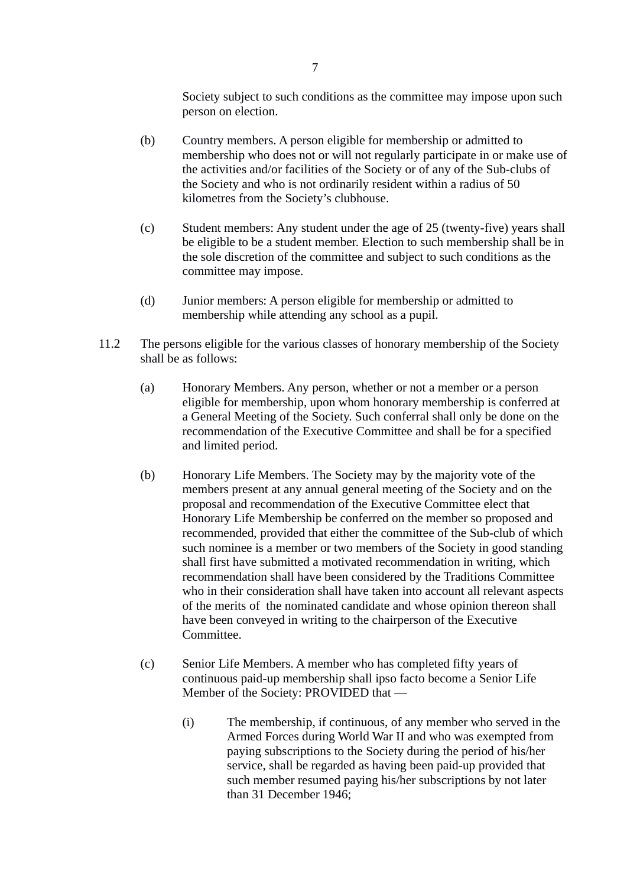Society subject to such conditions as the committee may impose upon such person on election.

(b) Country members. A person eligible for membership or admitted to membership who does not or will not regularly participate in or make use of the activities and/or facilities of the Society or of any of the Sub-clubs of the Society and who is not ordinarily resident within a radius of 50 kilometres from the Society's clubhouse.

(c) Student members: Any student under the age of 25 (twenty-five) years shall be eligible to be a student member. Election to such membership shall be in the sole discretion of the committee and subject to such conditions as the committee may impose.

(d) Junior members: A person eligible for membership or admitted to membership while attending any school as a pupil.

11.2 The persons eligible for the various classes of honorary membership of the Society shall be as follows:

(a) Honorary Members. Any person, whether or not a member or a person eligible for membership, upon whom honorary membership is conferred at a General Meeting of the Society. Such conferral shall only be done on the recommendation of the Executive Committee and shall be for a specified and limited period.

(b) Honorary Life Members. The Society may by the majority vote of the members present at any annual general meeting of the Society and on the proposal and recommendation of the Executive Committee elect that Honorary Life Membership be conferred on the member so proposed and recommended, provided that either the committee of the Sub-club of which such nominee is a member or two members of the Society in good standing shall first have submitted a motivated recommendation in writing, which recommendation shall have been considered by the Traditions Committee who in their consideration shall have taken into account all relevant aspects of the merits of the nominated candidate and whose opinion thereon shall have been conveyed in writing to the chairperson of the Executive Committee.

(c) Senior Life Members. A member who has completed fifty years of continuous paid-up membership shall ipso facto become a Senior Life Member of the Society: PROVIDED that —

(i) The membership, if continuous, of any member who served in the Armed Forces during World War II and who was exempted from paying subscriptions to the Society during the period of his/her service, shall be regarded as having been paid-up provided that such member resumed paying his/her subscriptions by not later than 31 December 1946;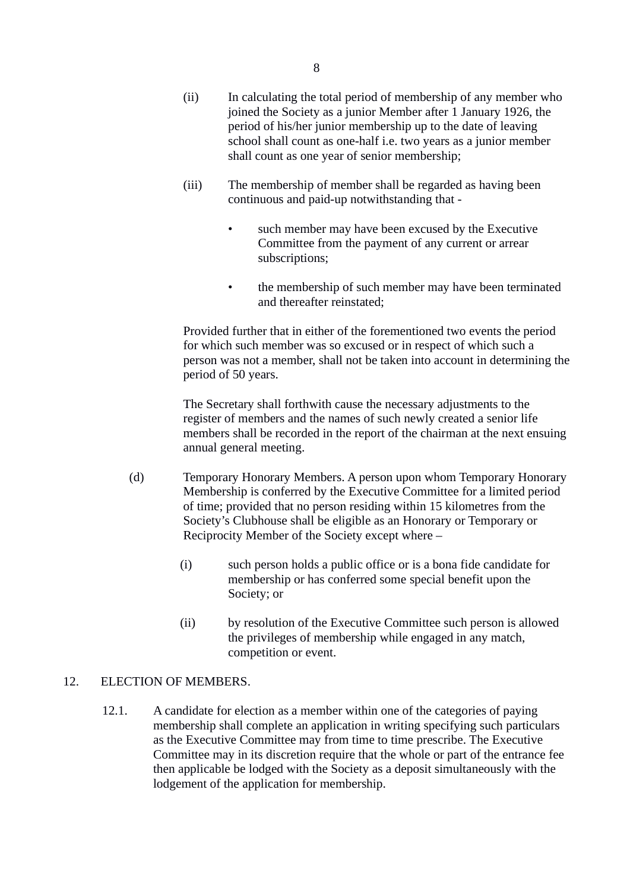(ii) In calculating the total period of membership of any member who joined the Society as a junior Member after 1 January 1926, the period of his/her junior membership up to the date of leaving school shall count as one-half i.e. two years as a junior member shall count as one year of senior membership;

(iii) The membership of member shall be regarded as having been continuous and paid-up notwithstanding that -

- such member may have been excused by the Executive Committee from the payment of any current or arrear subscriptions;
- the membership of such member may have been terminated and thereafter reinstated;

Provided further that in either of the forementioned two events the period for which such member was so excused or in respect of which such a person was not a member, shall not be taken into account in determining the period of 50 years.

The Secretary shall forthwith cause the necessary adjustments to the register of members and the names of such newly created a senior life members shall be recorded in the report of the chairman at the next ensuing annual general meeting.

(d) Temporary Honorary Members. A person upon whom Temporary Honorary Membership is conferred by the Executive Committee for a limited period of time; provided that no person residing within 15 kilometres from the Society's Clubhouse shall be eligible as an Honorary or Temporary or Reciprocity Member of the Society except where –

(i) such person holds a public office or is a bona fide candidate for membership or has conferred some special benefit upon the Society; or

(ii) by resolution of the Executive Committee such person is allowed the privileges of membership while engaged in any match, competition or event.

## 12. ELECTION OF MEMBERS.

12.1. A candidate for election as a member within one of the categories of paying membership shall complete an application in writing specifying such particulars as the Executive Committee may from time to time prescribe. The Executive Committee may in its discretion require that the whole or part of the entrance fee then applicable be lodged with the Society as a deposit simultaneously with the lodgement of the application for membership.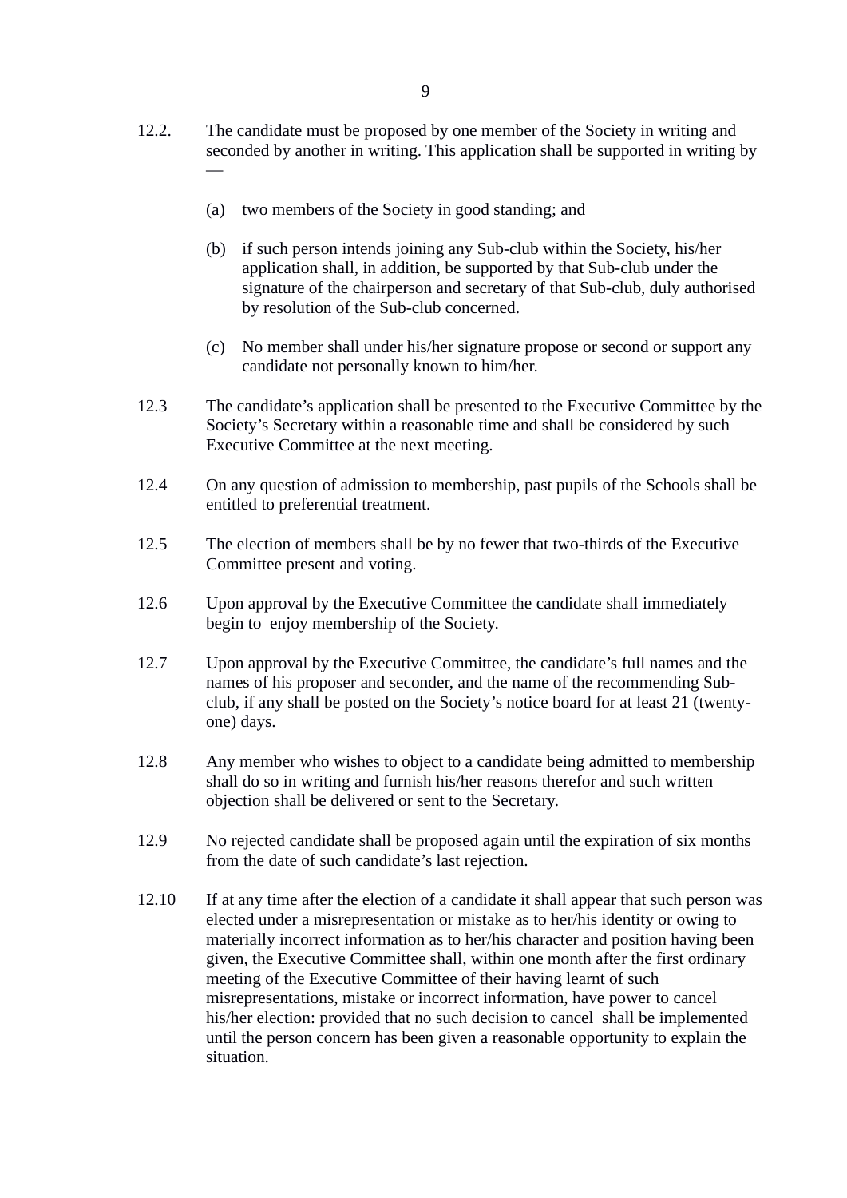12.2. The candidate must be proposed by one member of the Society in writing and seconded by another in writing. This application shall be supported in writing by —

(a) two members of the Society in good standing; and

(b) if such person intends joining any Sub-club within the Society, his/her application shall, in addition, be supported by that Sub-club under the signature of the chairperson and secretary of that Sub-club, duly authorised by resolution of the Sub-club concerned.

(c) No member shall under his/her signature propose or second or support any candidate not personally known to him/her.

12.3 The candidate's application shall be presented to the Executive Committee by the Society's Secretary within a reasonable time and shall be considered by such Executive Committee at the next meeting.

12.4 On any question of admission to membership, past pupils of the Schools shall be entitled to preferential treatment.

12.5 The election of members shall be by no fewer that two-thirds of the Executive Committee present and voting.

12.6 Upon approval by the Executive Committee the candidate shall immediately begin to enjoy membership of the Society.

12.7 Upon approval by the Executive Committee, the candidate's full names and the names of his proposer and seconder, and the name of the recommending Sub-club, if any shall be posted on the Society's notice board for at least 21 (twenty-one) days.

12.8 Any member who wishes to object to a candidate being admitted to membership shall do so in writing and furnish his/her reasons therefor and such written objection shall be delivered or sent to the Secretary.

12.9 No rejected candidate shall be proposed again until the expiration of six months from the date of such candidate's last rejection.

12.10 If at any time after the election of a candidate it shall appear that such person was elected under a misrepresentation or mistake as to her/his identity or owing to materially incorrect information as to her/his character and position having been given, the Executive Committee shall, within one month after the first ordinary meeting of the Executive Committee of their having learnt of such misrepresentations, mistake or incorrect information, have power to cancel his/her election: provided that no such decision to cancel shall be implemented until the person concern has been given a reasonable opportunity to explain the situation.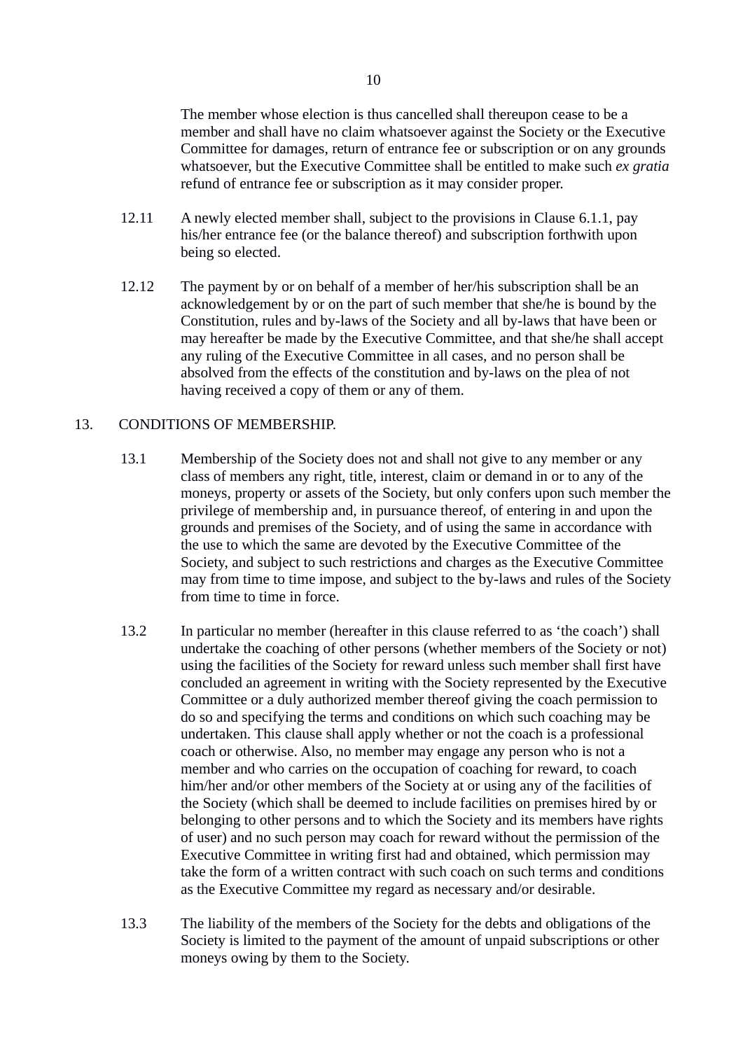The member whose election is thus cancelled shall thereupon cease to be a member and shall have no claim whatsoever against the Society or the Executive Committee for damages, return of entrance fee or subscription or on any grounds whatsoever, but the Executive Committee shall be entitled to make such *ex gratia* refund of entrance fee or subscription as it may consider proper.

12.11 A newly elected member shall, subject to the provisions in Clause 6.1.1, pay his/her entrance fee (or the balance thereof) and subscription forthwith upon being so elected.

12.12 The payment by or on behalf of a member of her/his subscription shall be an acknowledgement by or on the part of such member that she/he is bound by the Constitution, rules and by-laws of the Society and all by-laws that have been or may hereafter be made by the Executive Committee, and that she/he shall accept any ruling of the Executive Committee in all cases, and no person shall be absolved from the effects of the constitution and by-laws on the plea of not having received a copy of them or any of them.

## 13. CONDITIONS OF MEMBERSHIP.

13.1 Membership of the Society does not and shall not give to any member or any class of members any right, title, interest, claim or demand in or to any of the moneys, property or assets of the Society, but only confers upon such member the privilege of membership and, in pursuance thereof, of entering in and upon the grounds and premises of the Society, and of using the same in accordance with the use to which the same are devoted by the Executive Committee of the Society, and subject to such restrictions and charges as the Executive Committee may from time to time impose, and subject to the by-laws and rules of the Society from time to time in force.

13.2 In particular no member (hereafter in this clause referred to as 'the coach') shall undertake the coaching of other persons (whether members of the Society or not) using the facilities of the Society for reward unless such member shall first have concluded an agreement in writing with the Society represented by the Executive Committee or a duly authorized member thereof giving the coach permission to do so and specifying the terms and conditions on which such coaching may be undertaken. This clause shall apply whether or not the coach is a professional coach or otherwise. Also, no member may engage any person who is not a member and who carries on the occupation of coaching for reward, to coach him/her and/or other members of the Society at or using any of the facilities of the Society (which shall be deemed to include facilities on premises hired by or belonging to other persons and to which the Society and its members have rights of user) and no such person may coach for reward without the permission of the Executive Committee in writing first had and obtained, which permission may take the form of a written contract with such coach on such terms and conditions as the Executive Committee my regard as necessary and/or desirable.

13.3 The liability of the members of the Society for the debts and obligations of the Society is limited to the payment of the amount of unpaid subscriptions or other moneys owing by them to the Society.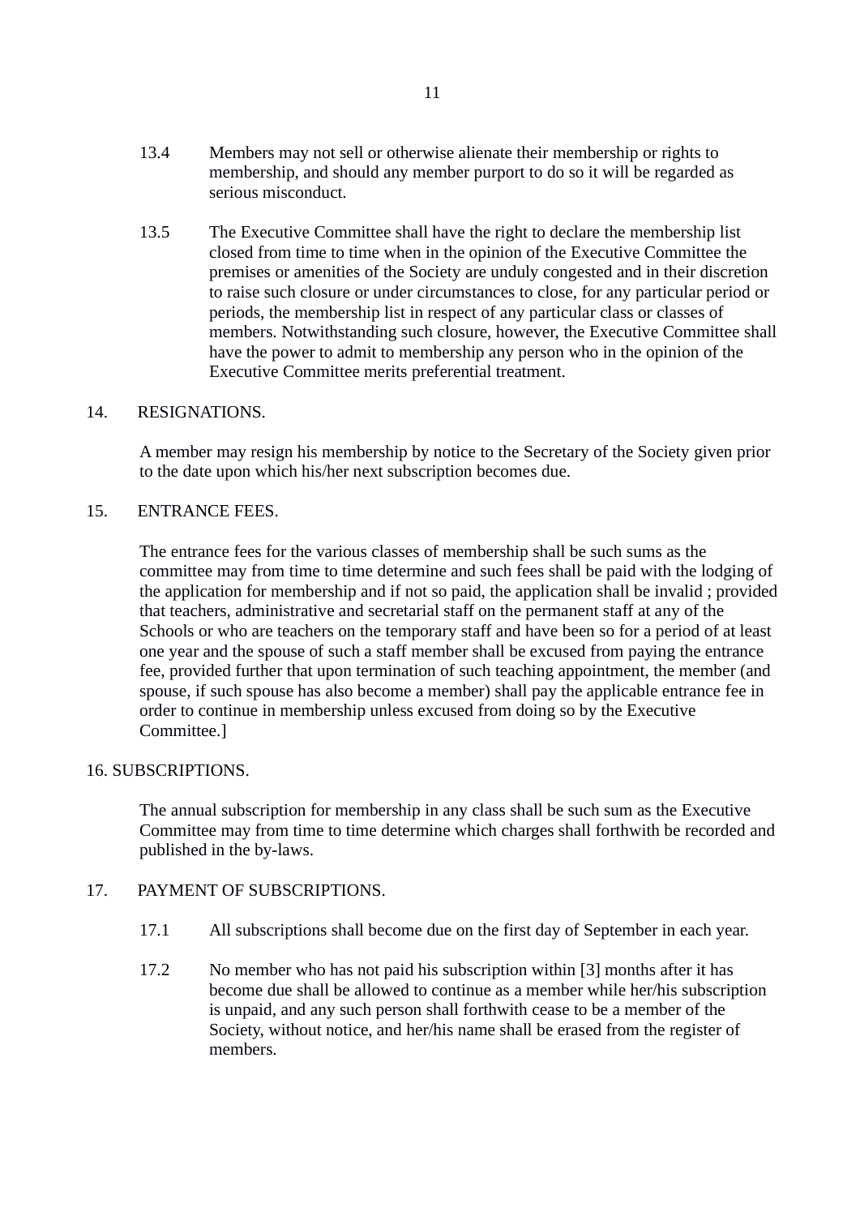13.4 Members may not sell or otherwise alienate their membership or rights to membership, and should any member purport to do so it will be regarded as serious misconduct.

13.5 The Executive Committee shall have the right to declare the membership list closed from time to time when in the opinion of the Executive Committee the premises or amenities of the Society are unduly congested and in their discretion to raise such closure or under circumstances to close, for any particular period or periods, the membership list in respect of any particular class or classes of members. Notwithstanding such closure, however, the Executive Committee shall have the power to admit to membership any person who in the opinion of the Executive Committee merits preferential treatment.

## 14. RESIGNATIONS.

A member may resign his membership by notice to the Secretary of the Society given prior to the date upon which his/her next subscription becomes due.

## 15. ENTRANCE FEES.

The entrance fees for the various classes of membership shall be such sums as the committee may from time to time determine and such fees shall be paid with the lodging of the application for membership and if not so paid, the application shall be invalid ; provided that teachers, administrative and secretarial staff on the permanent staff at any of the Schools or who are teachers on the temporary staff and have been so for a period of at least one year and the spouse of such a staff member shall be excused from paying the entrance fee, provided further that upon termination of such teaching appointment, the member (and spouse, if such spouse has also become a member) shall pay the applicable entrance fee in order to continue in membership unless excused from doing so by the Executive Committee.]

## 16. SUBSCRIPTIONS.

The annual subscription for membership in any class shall be such sum as the Executive Committee may from time to time determine which charges shall forthwith be recorded and published in the by-laws.

## 17. PAYMENT OF SUBSCRIPTIONS.

17.1 All subscriptions shall become due on the first day of September in each year.

17.2 No member who has not paid his subscription within [3] months after it has become due shall be allowed to continue as a member while her/his subscription is unpaid, and any such person shall forthwith cease to be a member of the Society, without notice, and her/his name shall be erased from the register of members.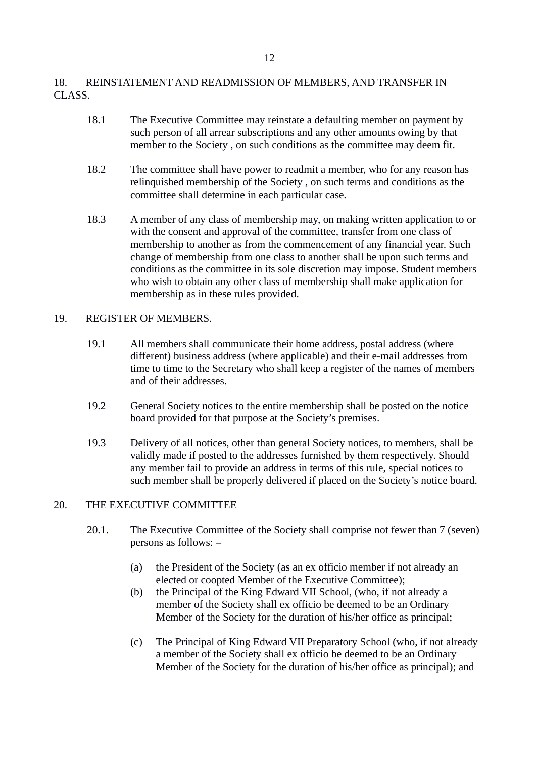## 18. REINSTATEMENT AND READMISSION OF MEMBERS, AND TRANSFER IN CLASS.

18.1 The Executive Committee may reinstate a defaulting member on payment by such person of all arrear subscriptions and any other amounts owing by that member to the Society , on such conditions as the committee may deem fit.

18.2 The committee shall have power to readmit a member, who for any reason has relinquished membership of the Society , on such terms and conditions as the committee shall determine in each particular case.

18.3 A member of any class of membership may, on making written application to or with the consent and approval of the committee, transfer from one class of membership to another as from the commencement of any financial year. Such change of membership from one class to another shall be upon such terms and conditions as the committee in its sole discretion may impose. Student members who wish to obtain any other class of membership shall make application for membership as in these rules provided.

## 19. REGISTER OF MEMBERS.

19.1 All members shall communicate their home address, postal address (where different) business address (where applicable) and their e-mail addresses from time to time to the Secretary who shall keep a register of the names of members and of their addresses.

19.2 General Society notices to the entire membership shall be posted on the notice board provided for that purpose at the Society's premises.

19.3 Delivery of all notices, other than general Society notices, to members, shall be validly made if posted to the addresses furnished by them respectively. Should any member fail to provide an address in terms of this rule, special notices to such member shall be properly delivered if placed on the Society's notice board.

## 20. THE EXECUTIVE COMMITTEE

20.1. The Executive Committee of the Society shall comprise not fewer than 7 (seven) persons as follows: –

(a) the President of the Society (as an ex officio member if not already an elected or coopted Member of the Executive Committee);

(b) the Principal of the King Edward VII School, (who, if not already a member of the Society shall ex officio be deemed to be an Ordinary Member of the Society for the duration of his/her office as principal;

(c) The Principal of King Edward VII Preparatory School (who, if not already a member of the Society shall ex officio be deemed to be an Ordinary Member of the Society for the duration of his/her office as principal); and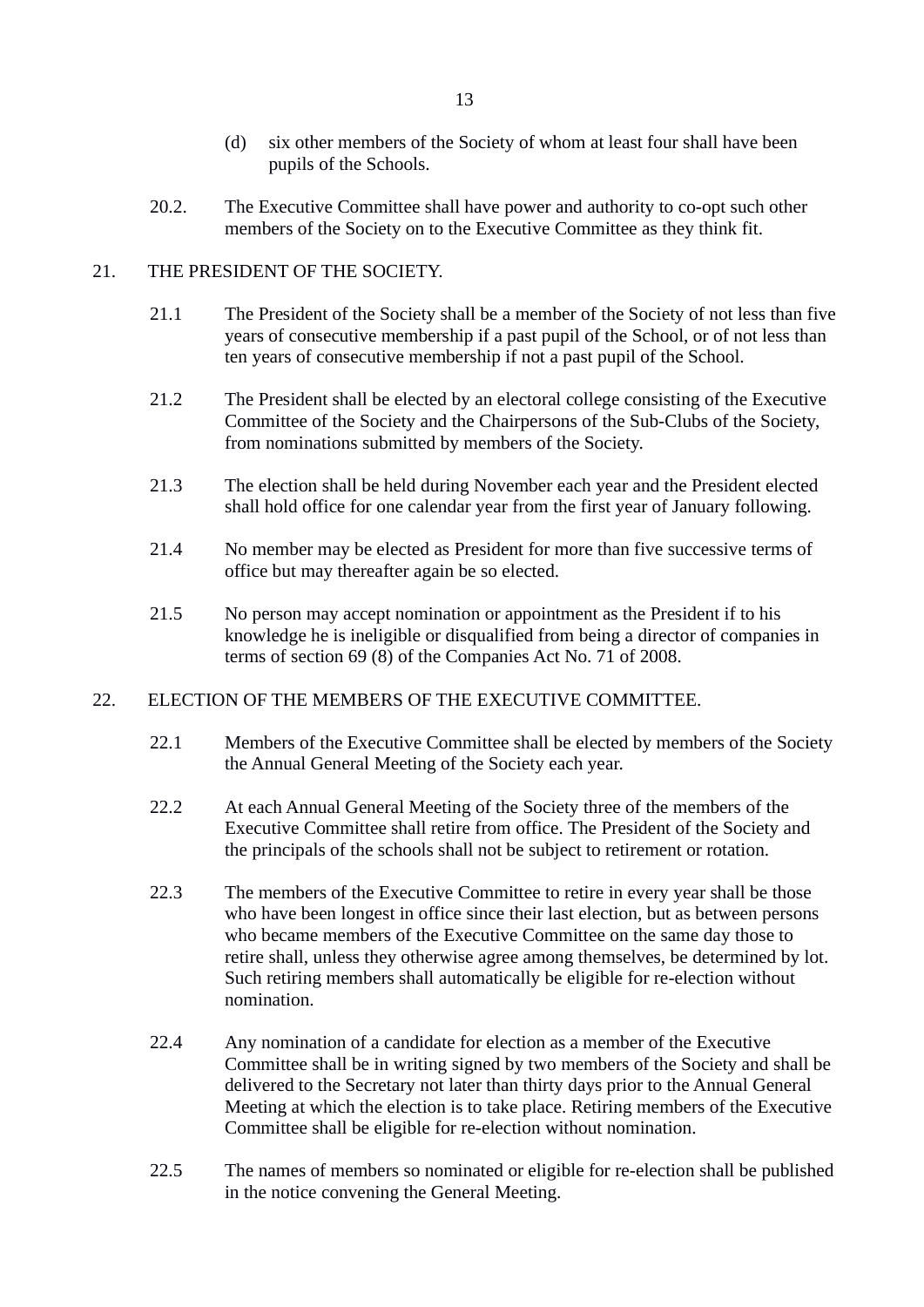(d) six other members of the Society of whom at least four shall have been pupils of the Schools.

20.2. The Executive Committee shall have power and authority to co-opt such other members of the Society on to the Executive Committee as they think fit.

21. THE PRESIDENT OF THE SOCIETY.

21.1 The President of the Society shall be a member of the Society of not less than five years of consecutive membership if a past pupil of the School, or of not less than ten years of consecutive membership if not a past pupil of the School.

21.2 The President shall be elected by an electoral college consisting of the Executive Committee of the Society and the Chairpersons of the Sub-Clubs of the Society, from nominations submitted by members of the Society.

21.3 The election shall be held during November each year and the President elected shall hold office for one calendar year from the first year of January following.

21.4 No member may be elected as President for more than five successive terms of office but may thereafter again be so elected.

21.5 No person may accept nomination or appointment as the President if to his knowledge he is ineligible or disqualified from being a director of companies in terms of section 69 (8) of the Companies Act No. 71 of 2008.

22. ELECTION OF THE MEMBERS OF THE EXECUTIVE COMMITTEE.

22.1 Members of the Executive Committee shall be elected by members of the Society the Annual General Meeting of the Society each year.

22.2 At each Annual General Meeting of the Society three of the members of the Executive Committee shall retire from office. The President of the Society and the principals of the schools shall not be subject to retirement or rotation.

22.3 The members of the Executive Committee to retire in every year shall be those who have been longest in office since their last election, but as between persons who became members of the Executive Committee on the same day those to retire shall, unless they otherwise agree among themselves, be determined by lot. Such retiring members shall automatically be eligible for re-election without nomination.

22.4 Any nomination of a candidate for election as a member of the Executive Committee shall be in writing signed by two members of the Society and shall be delivered to the Secretary not later than thirty days prior to the Annual General Meeting at which the election is to take place. Retiring members of the Executive Committee shall be eligible for re-election without nomination.

22.5 The names of members so nominated or eligible for re-election shall be published in the notice convening the General Meeting.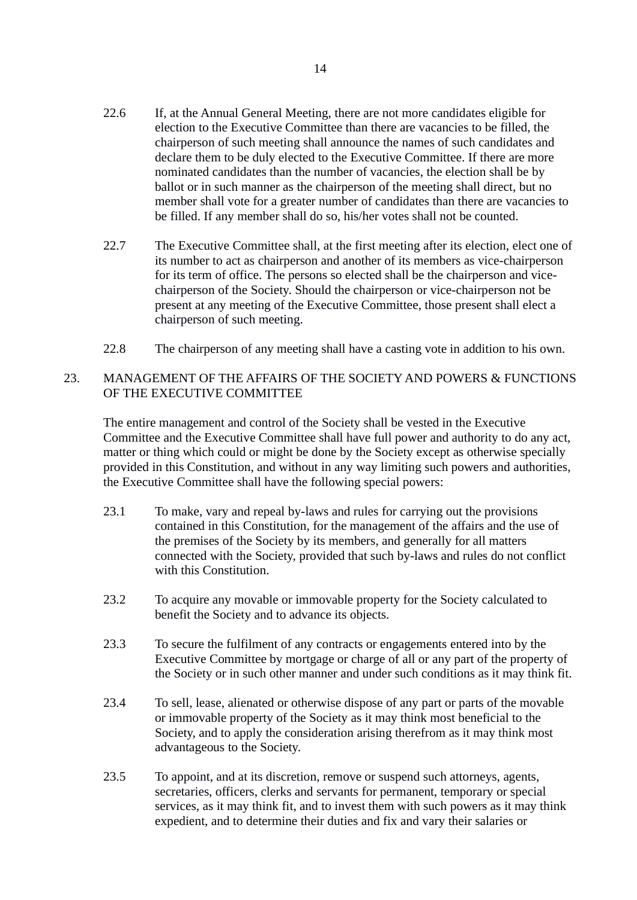22.6 If, at the Annual General Meeting, there are not more candidates eligible for election to the Executive Committee than there are vacancies to be filled, the chairperson of such meeting shall announce the names of such candidates and declare them to be duly elected to the Executive Committee. If there are more nominated candidates than the number of vacancies, the election shall be by ballot or in such manner as the chairperson of the meeting shall direct, but no member shall vote for a greater number of candidates than there are vacancies to be filled. If any member shall do so, his/her votes shall not be counted.

22.7 The Executive Committee shall, at the first meeting after its election, elect one of its number to act as chairperson and another of its members as vice-chairperson for its term of office. The persons so elected shall be the chairperson and vice-chairperson of the Society. Should the chairperson or vice-chairperson not be present at any meeting of the Executive Committee, those present shall elect a chairperson of such meeting.

22.8 The chairperson of any meeting shall have a casting vote in addition to his own.

## 23. MANAGEMENT OF THE AFFAIRS OF THE SOCIETY AND POWERS & FUNCTIONS OF THE EXECUTIVE COMMITTEE

The entire management and control of the Society shall be vested in the Executive Committee and the Executive Committee shall have full power and authority to do any act, matter or thing which could or might be done by the Society except as otherwise specially provided in this Constitution, and without in any way limiting such powers and authorities, the Executive Committee shall have the following special powers:

23.1 To make, vary and repeal by-laws and rules for carrying out the provisions contained in this Constitution, for the management of the affairs and the use of the premises of the Society by its members, and generally for all matters connected with the Society, provided that such by-laws and rules do not conflict with this Constitution.

23.2 To acquire any movable or immovable property for the Society calculated to benefit the Society and to advance its objects.

23.3 To secure the fulfilment of any contracts or engagements entered into by the Executive Committee by mortgage or charge of all or any part of the property of the Society or in such other manner and under such conditions as it may think fit.

23.4 To sell, lease, alienated or otherwise dispose of any part or parts of the movable or immovable property of the Society as it may think most beneficial to the Society, and to apply the consideration arising therefrom as it may think most advantageous to the Society.

23.5 To appoint, and at its discretion, remove or suspend such attorneys, agents, secretaries, officers, clerks and servants for permanent, temporary or special services, as it may think fit, and to invest them with such powers as it may think expedient, and to determine their duties and fix and vary their salaries or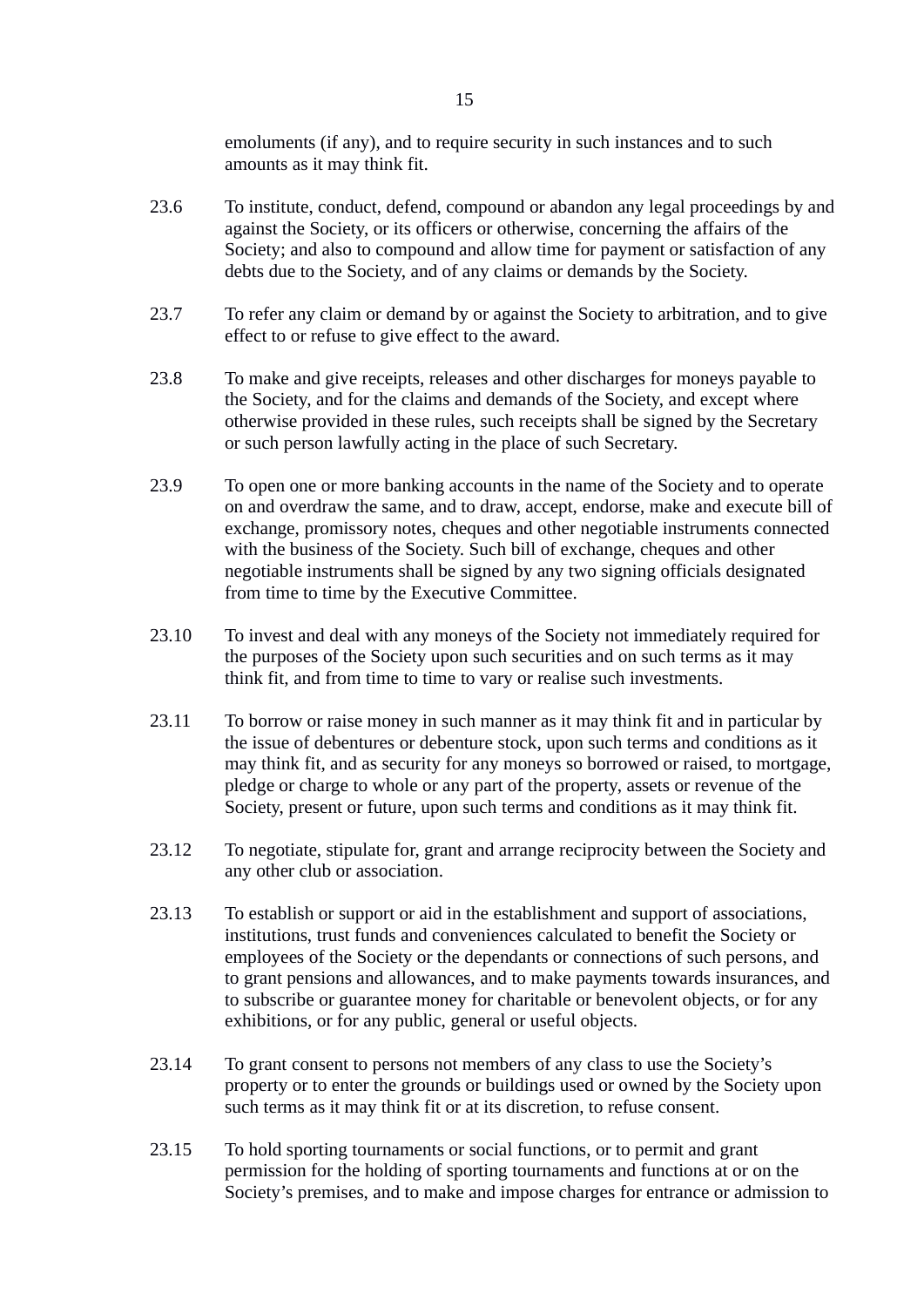emoluments (if any), and to require security in such instances and to such amounts as it may think fit.

23.6 To institute, conduct, defend, compound or abandon any legal proceedings by and against the Society, or its officers or otherwise, concerning the affairs of the Society; and also to compound and allow time for payment or satisfaction of any debts due to the Society, and of any claims or demands by the Society.

23.7 To refer any claim or demand by or against the Society to arbitration, and to give effect to or refuse to give effect to the award.

23.8 To make and give receipts, releases and other discharges for moneys payable to the Society, and for the claims and demands of the Society, and except where otherwise provided in these rules, such receipts shall be signed by the Secretary or such person lawfully acting in the place of such Secretary.

23.9 To open one or more banking accounts in the name of the Society and to operate on and overdraw the same, and to draw, accept, endorse, make and execute bill of exchange, promissory notes, cheques and other negotiable instruments connected with the business of the Society. Such bill of exchange, cheques and other negotiable instruments shall be signed by any two signing officials designated from time to time by the Executive Committee.

23.10 To invest and deal with any moneys of the Society not immediately required for the purposes of the Society upon such securities and on such terms as it may think fit, and from time to time to vary or realise such investments.

23.11 To borrow or raise money in such manner as it may think fit and in particular by the issue of debentures or debenture stock, upon such terms and conditions as it may think fit, and as security for any moneys so borrowed or raised, to mortgage, pledge or charge to whole or any part of the property, assets or revenue of the Society, present or future, upon such terms and conditions as it may think fit.

23.12 To negotiate, stipulate for, grant and arrange reciprocity between the Society and any other club or association.

23.13 To establish or support or aid in the establishment and support of associations, institutions, trust funds and conveniences calculated to benefit the Society or employees of the Society or the dependants or connections of such persons, and to grant pensions and allowances, and to make payments towards insurances, and to subscribe or guarantee money for charitable or benevolent objects, or for any exhibitions, or for any public, general or useful objects.

23.14 To grant consent to persons not members of any class to use the Society's property or to enter the grounds or buildings used or owned by the Society upon such terms as it may think fit or at its discretion, to refuse consent.

23.15 To hold sporting tournaments or social functions, or to permit and grant permission for the holding of sporting tournaments and functions at or on the Society's premises, and to make and impose charges for entrance or admission to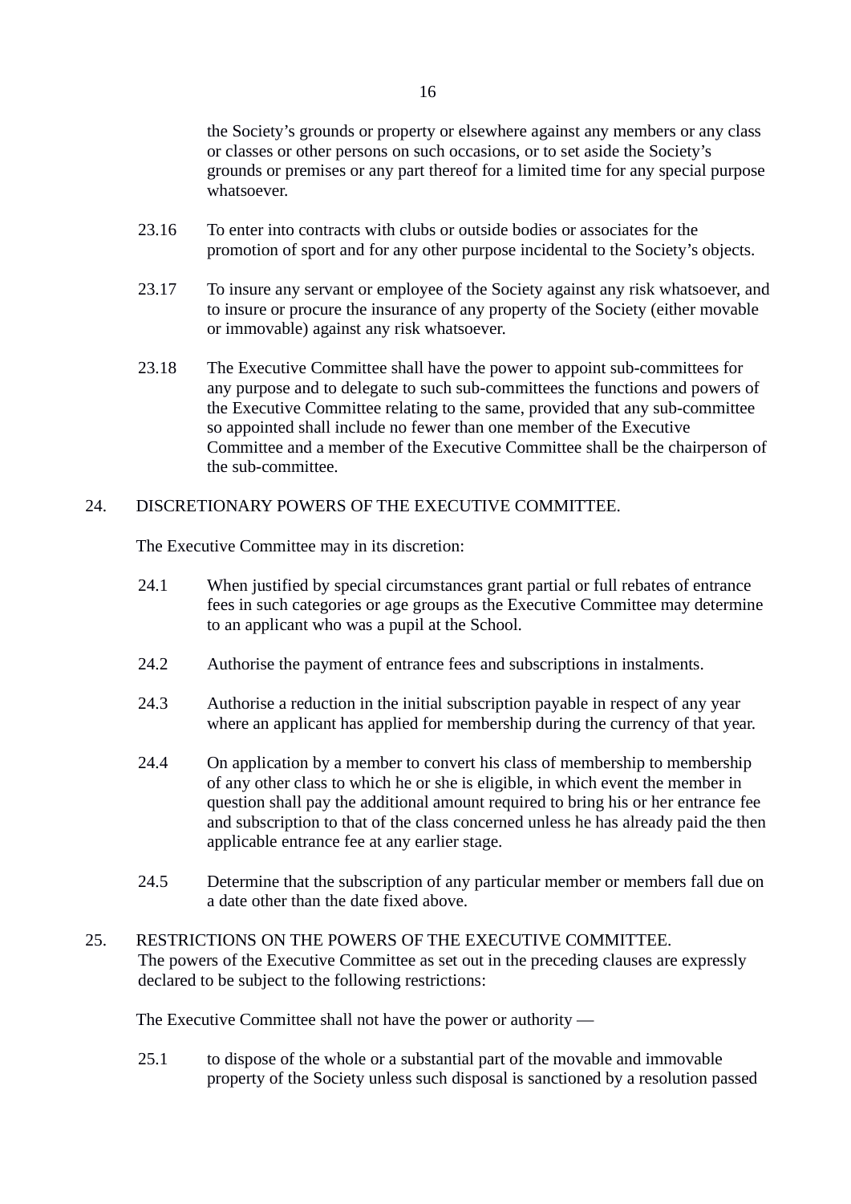the Society's grounds or property or elsewhere against any members or any class or classes or other persons on such occasions, or to set aside the Society's grounds or premises or any part thereof for a limited time for any special purpose whatsoever.

23.16 To enter into contracts with clubs or outside bodies or associates for the promotion of sport and for any other purpose incidental to the Society's objects.

23.17 To insure any servant or employee of the Society against any risk whatsoever, and to insure or procure the insurance of any property of the Society (either movable or immovable) against any risk whatsoever.

23.18 The Executive Committee shall have the power to appoint sub-committees for any purpose and to delegate to such sub-committees the functions and powers of the Executive Committee relating to the same, provided that any sub-committee so appointed shall include no fewer than one member of the Executive Committee and a member of the Executive Committee shall be the chairperson of the sub-committee.

## 24. DISCRETIONARY POWERS OF THE EXECUTIVE COMMITTEE.

The Executive Committee may in its discretion:

24.1 When justified by special circumstances grant partial or full rebates of entrance fees in such categories or age groups as the Executive Committee may determine to an applicant who was a pupil at the School.

24.2 Authorise the payment of entrance fees and subscriptions in instalments.

24.3 Authorise a reduction in the initial subscription payable in respect of any year where an applicant has applied for membership during the currency of that year.

24.4 On application by a member to convert his class of membership to membership of any other class to which he or she is eligible, in which event the member in question shall pay the additional amount required to bring his or her entrance fee and subscription to that of the class concerned unless he has already paid the then applicable entrance fee at any earlier stage.

24.5 Determine that the subscription of any particular member or members fall due on a date other than the date fixed above.

## 25. RESTRICTIONS ON THE POWERS OF THE EXECUTIVE COMMITTEE.

The powers of the Executive Committee as set out in the preceding clauses are expressly declared to be subject to the following restrictions:

The Executive Committee shall not have the power or authority —

25.1 to dispose of the whole or a substantial part of the movable and immovable property of the Society unless such disposal is sanctioned by a resolution passed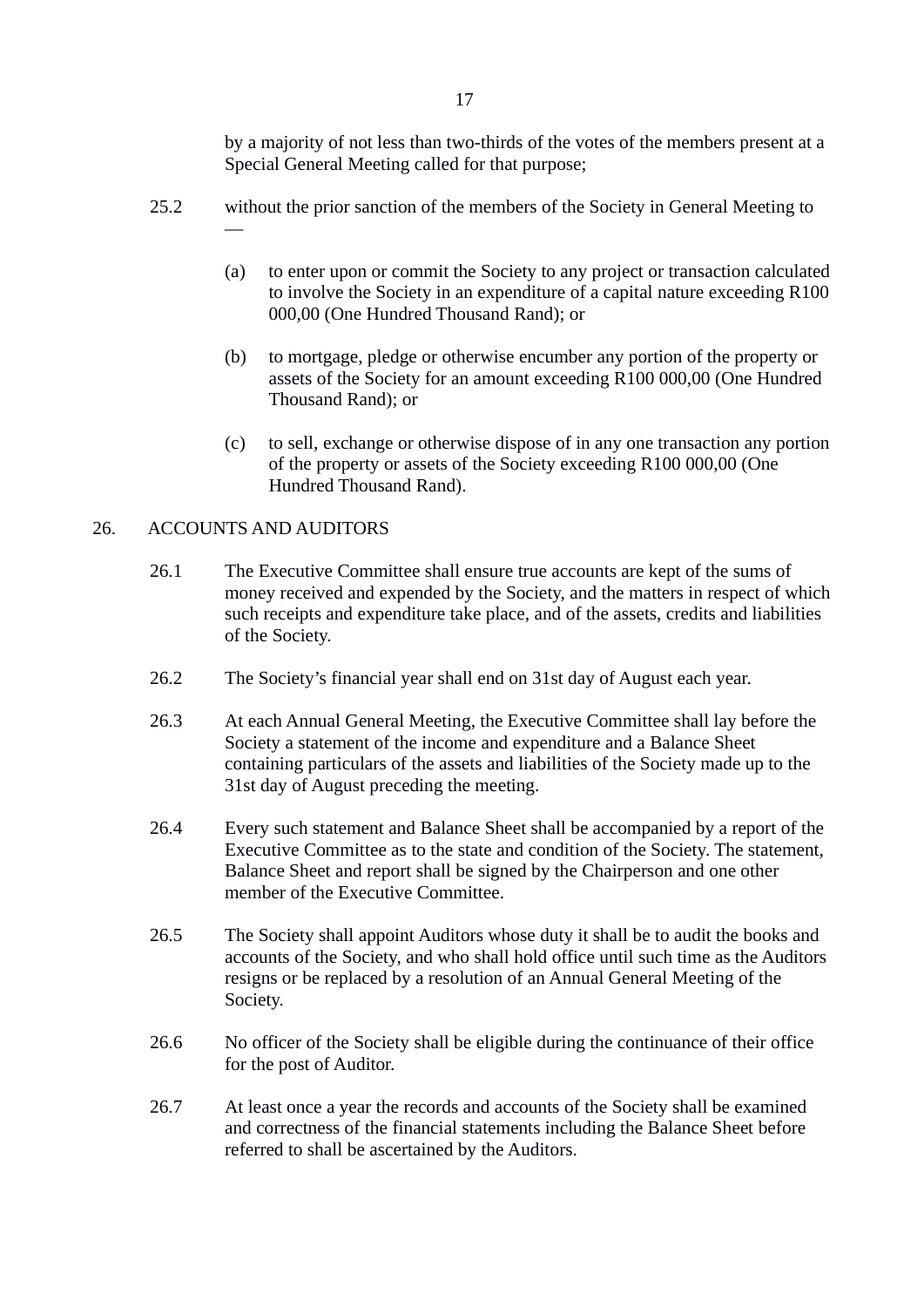by a majority of not less than two-thirds of the votes of the members present at a Special General Meeting called for that purpose;

25.2 without the prior sanction of the members of the Society in General Meeting to —

(a) to enter upon or commit the Society to any project or transaction calculated to involve the Society in an expenditure of a capital nature exceeding R100 000,00 (One Hundred Thousand Rand); or

(b) to mortgage, pledge or otherwise encumber any portion of the property or assets of the Society for an amount exceeding R100 000,00 (One Hundred Thousand Rand); or

(c) to sell, exchange or otherwise dispose of in any one transaction any portion of the property or assets of the Society exceeding R100 000,00 (One Hundred Thousand Rand).

## 26. ACCOUNTS AND AUDITORS

26.1 The Executive Committee shall ensure true accounts are kept of the sums of money received and expended by the Society, and the matters in respect of which such receipts and expenditure take place, and of the assets, credits and liabilities of the Society.

26.2 The Society's financial year shall end on 31st day of August each year.

26.3 At each Annual General Meeting, the Executive Committee shall lay before the Society a statement of the income and expenditure and a Balance Sheet containing particulars of the assets and liabilities of the Society made up to the 31st day of August preceding the meeting.

26.4 Every such statement and Balance Sheet shall be accompanied by a report of the Executive Committee as to the state and condition of the Society. The statement, Balance Sheet and report shall be signed by the Chairperson and one other member of the Executive Committee.

26.5 The Society shall appoint Auditors whose duty it shall be to audit the books and accounts of the Society, and who shall hold office until such time as the Auditors resigns or be replaced by a resolution of an Annual General Meeting of the Society.

26.6 No officer of the Society shall be eligible during the continuance of their office for the post of Auditor.

26.7 At least once a year the records and accounts of the Society shall be examined and correctness of the financial statements including the Balance Sheet before referred to shall be ascertained by the Auditors.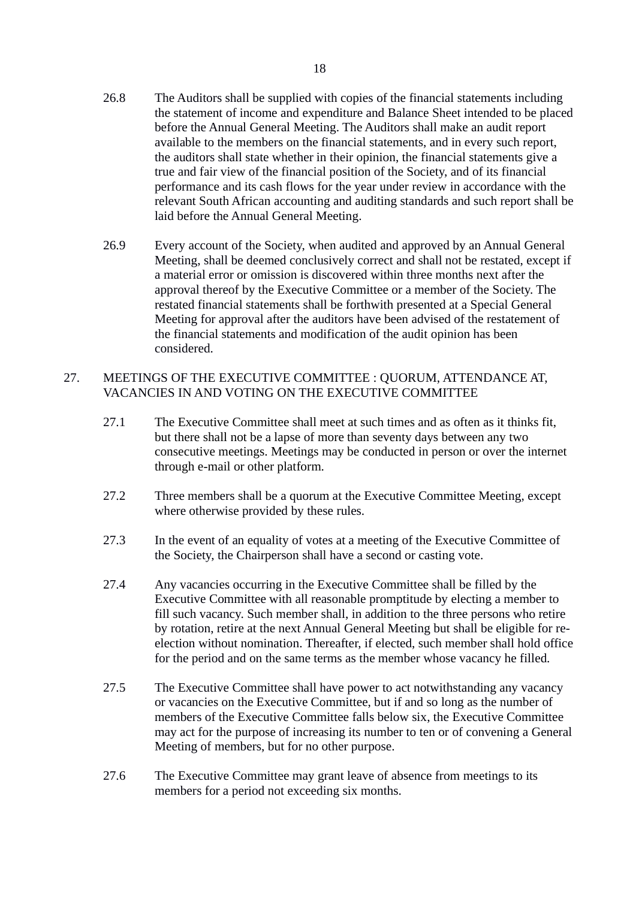26.8 The Auditors shall be supplied with copies of the financial statements including the statement of income and expenditure and Balance Sheet intended to be placed before the Annual General Meeting. The Auditors shall make an audit report available to the members on the financial statements, and in every such report, the auditors shall state whether in their opinion, the financial statements give a true and fair view of the financial position of the Society, and of its financial performance and its cash flows for the year under review in accordance with the relevant South African accounting and auditing standards and such report shall be laid before the Annual General Meeting.

26.9 Every account of the Society, when audited and approved by an Annual General Meeting, shall be deemed conclusively correct and shall not be restated, except if a material error or omission is discovered within three months next after the approval thereof by the Executive Committee or a member of the Society. The restated financial statements shall be forthwith presented at a Special General Meeting for approval after the auditors have been advised of the restatement of the financial statements and modification of the audit opinion has been considered.

## 27. MEETINGS OF THE EXECUTIVE COMMITTEE : QUORUM, ATTENDANCE AT, VACANCIES IN AND VOTING ON THE EXECUTIVE COMMITTEE

27.1 The Executive Committee shall meet at such times and as often as it thinks fit, but there shall not be a lapse of more than seventy days between any two consecutive meetings. Meetings may be conducted in person or over the internet through e-mail or other platform.

27.2 Three members shall be a quorum at the Executive Committee Meeting, except where otherwise provided by these rules.

27.3 In the event of an equality of votes at a meeting of the Executive Committee of the Society, the Chairperson shall have a second or casting vote.

27.4 Any vacancies occurring in the Executive Committee shall be filled by the Executive Committee with all reasonable promptitude by electing a member to fill such vacancy. Such member shall, in addition to the three persons who retire by rotation, retire at the next Annual General Meeting but shall be eligible for re-election without nomination. Thereafter, if elected, such member shall hold office for the period and on the same terms as the member whose vacancy he filled.

27.5 The Executive Committee shall have power to act notwithstanding any vacancy or vacancies on the Executive Committee, but if and so long as the number of members of the Executive Committee falls below six, the Executive Committee may act for the purpose of increasing its number to ten or of convening a General Meeting of members, but for no other purpose.

27.6 The Executive Committee may grant leave of absence from meetings to its members for a period not exceeding six months.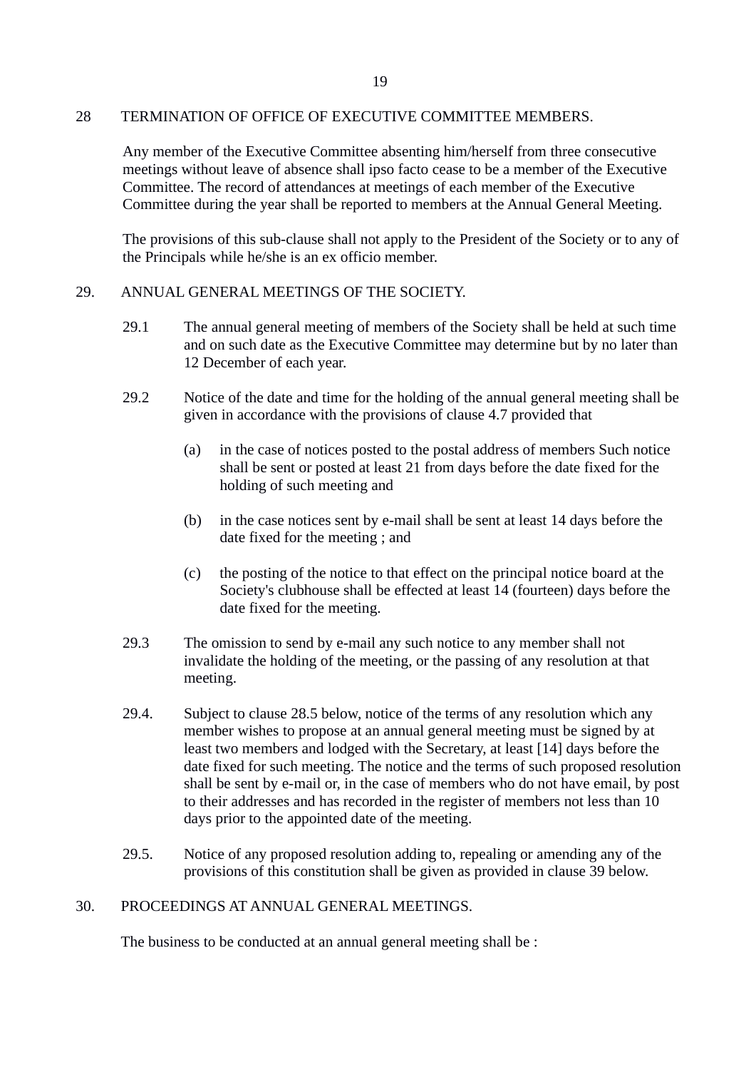## 28 TERMINATION OF OFFICE OF EXECUTIVE COMMITTEE MEMBERS.

Any member of the Executive Committee absenting him/herself from three consecutive meetings without leave of absence shall ipso facto cease to be a member of the Executive Committee. The record of attendances at meetings of each member of the Executive Committee during the year shall be reported to members at the Annual General Meeting.

The provisions of this sub-clause shall not apply to the President of the Society or to any of the Principals while he/she is an ex officio member.

## 29. ANNUAL GENERAL MEETINGS OF THE SOCIETY.

29.1 The annual general meeting of members of the Society shall be held at such time and on such date as the Executive Committee may determine but by no later than 12 December of each year.

29.2 Notice of the date and time for the holding of the annual general meeting shall be given in accordance with the provisions of clause 4.7 provided that

- (a) in the case of notices posted to the postal address of members Such notice shall be sent or posted at least 21 from days before the date fixed for the holding of such meeting and

- (b) in the case notices sent by e-mail shall be sent at least 14 days before the date fixed for the meeting ; and

- (c) the posting of the notice to that effect on the principal notice board at the Society's clubhouse shall be effected at least 14 (fourteen) days before the date fixed for the meeting.

29.3 The omission to send by e-mail any such notice to any member shall not invalidate the holding of the meeting, or the passing of any resolution at that meeting.

29.4. Subject to clause 28.5 below, notice of the terms of any resolution which any member wishes to propose at an annual general meeting must be signed by at least two members and lodged with the Secretary, at least [14] days before the date fixed for such meeting. The notice and the terms of such proposed resolution shall be sent by e-mail or, in the case of members who do not have email, by post to their addresses and has recorded in the register of members not less than 10 days prior to the appointed date of the meeting.

29.5. Notice of any proposed resolution adding to, repealing or amending any of the provisions of this constitution shall be given as provided in clause 39 below.

## 30. PROCEEDINGS AT ANNUAL GENERAL MEETINGS.

The business to be conducted at an annual general meeting shall be :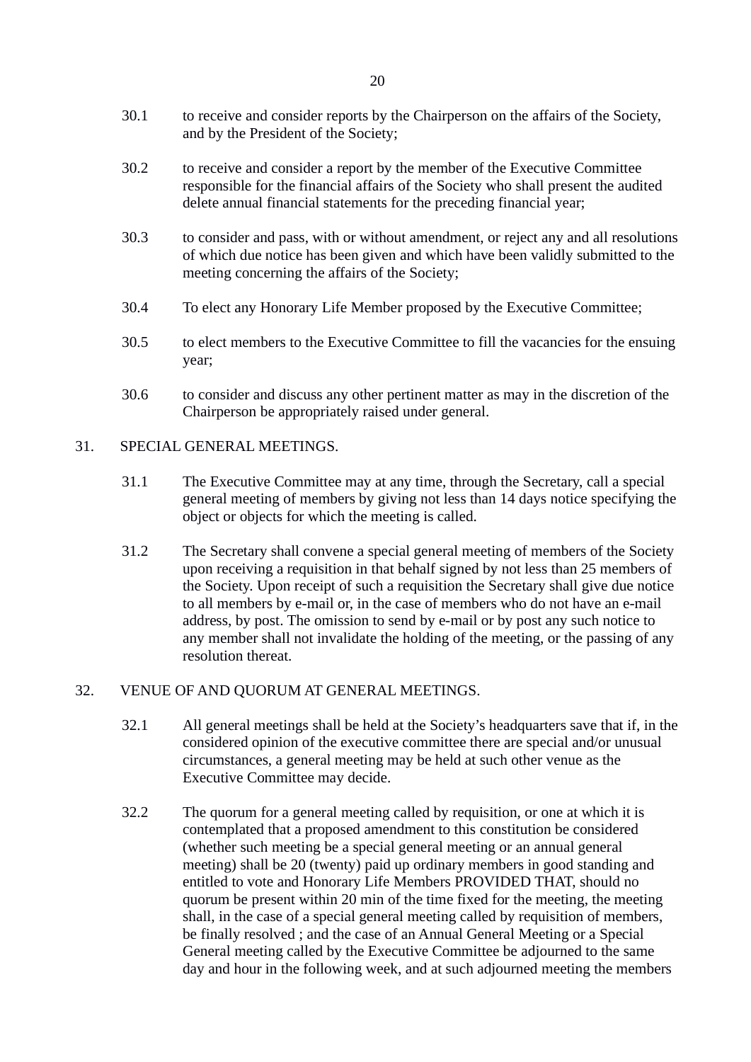30.1 to receive and consider reports by the Chairperson on the affairs of the Society, and by the President of the Society;

30.2 to receive and consider a report by the member of the Executive Committee responsible for the financial affairs of the Society who shall present the audited delete annual financial statements for the preceding financial year;

30.3 to consider and pass, with or without amendment, or reject any and all resolutions of which due notice has been given and which have been validly submitted to the meeting concerning the affairs of the Society;

30.4 To elect any Honorary Life Member proposed by the Executive Committee;

30.5 to elect members to the Executive Committee to fill the vacancies for the ensuing year;

30.6 to consider and discuss any other pertinent matter as may in the discretion of the Chairperson be appropriately raised under general.

## 31. SPECIAL GENERAL MEETINGS.

31.1 The Executive Committee may at any time, through the Secretary, call a special general meeting of members by giving not less than 14 days notice specifying the object or objects for which the meeting is called.

31.2 The Secretary shall convene a special general meeting of members of the Society upon receiving a requisition in that behalf signed by not less than 25 members of the Society. Upon receipt of such a requisition the Secretary shall give due notice to all members by e-mail or, in the case of members who do not have an e-mail address, by post. The omission to send by e-mail or by post any such notice to any member shall not invalidate the holding of the meeting, or the passing of any resolution thereat.

## 32. VENUE OF AND QUORUM AT GENERAL MEETINGS.

32.1 All general meetings shall be held at the Society's headquarters save that if, in the considered opinion of the executive committee there are special and/or unusual circumstances, a general meeting may be held at such other venue as the Executive Committee may decide.

32.2 The quorum for a general meeting called by requisition, or one at which it is contemplated that a proposed amendment to this constitution be considered (whether such meeting be a special general meeting or an annual general meeting) shall be 20 (twenty) paid up ordinary members in good standing and entitled to vote and Honorary Life Members PROVIDED THAT, should no quorum be present within 20 min of the time fixed for the meeting, the meeting shall, in the case of a special general meeting called by requisition of members, be finally resolved ; and the case of an Annual General Meeting or a Special General meeting called by the Executive Committee be adjourned to the same day and hour in the following week, and at such adjourned meeting the members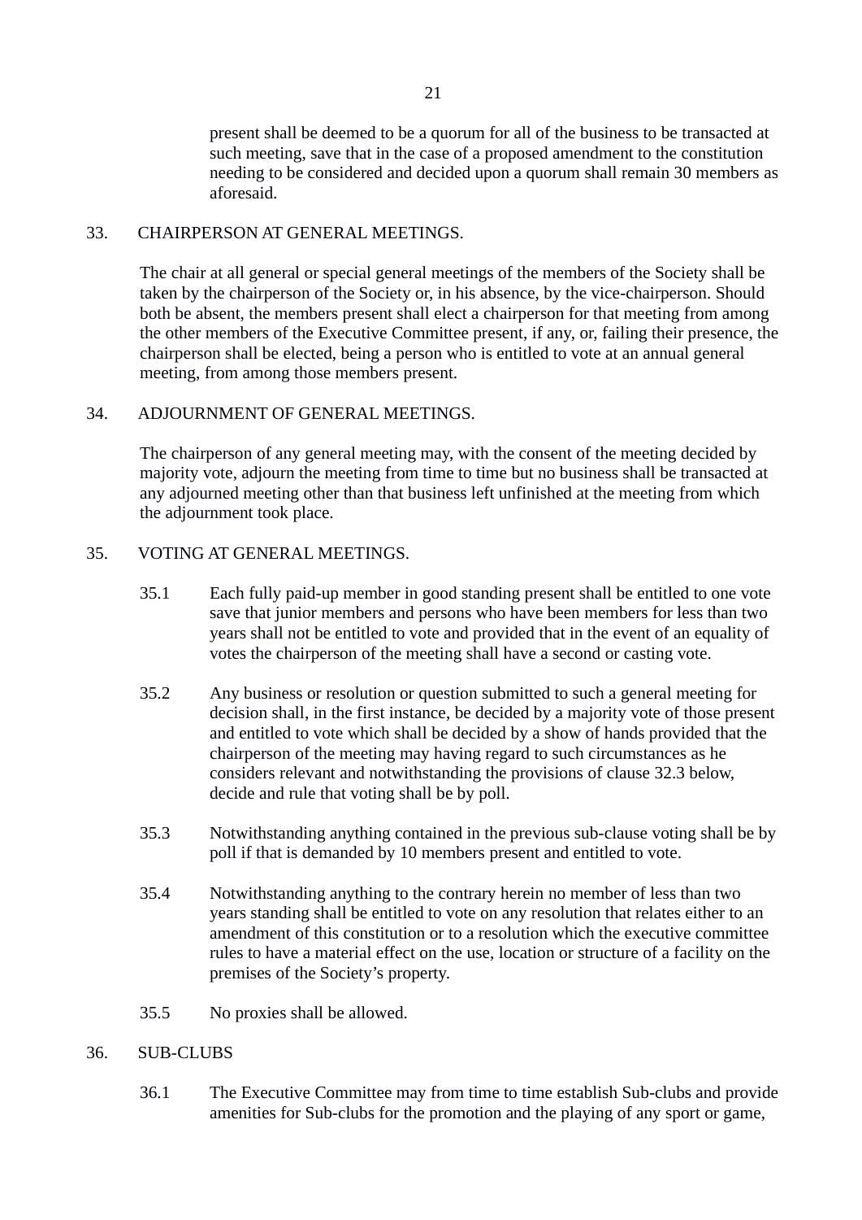present shall be deemed to be a quorum for all of the business to be transacted at such meeting, save that in the case of a proposed amendment to the constitution needing to be considered and decided upon a quorum shall remain 30 members as aforesaid.

## 33. CHAIRPERSON AT GENERAL MEETINGS.

The chair at all general or special general meetings of the members of the Society shall be taken by the chairperson of the Society or, in his absence, by the vice-chairperson. Should both be absent, the members present shall elect a chairperson for that meeting from among the other members of the Executive Committee present, if any, or, failing their presence, the chairperson shall be elected, being a person who is entitled to vote at an annual general meeting, from among those members present.

## 34. ADJOURNMENT OF GENERAL MEETINGS.

The chairperson of any general meeting may, with the consent of the meeting decided by majority vote, adjourn the meeting from time to time but no business shall be transacted at any adjourned meeting other than that business left unfinished at the meeting from which the adjournment took place.

## 35. VOTING AT GENERAL MEETINGS.

35.1 Each fully paid-up member in good standing present shall be entitled to one vote save that junior members and persons who have been members for less than two years shall not be entitled to vote and provided that in the event of an equality of votes the chairperson of the meeting shall have a second or casting vote.

35.2 Any business or resolution or question submitted to such a general meeting for decision shall, in the first instance, be decided by a majority vote of those present and entitled to vote which shall be decided by a show of hands provided that the chairperson of the meeting may having regard to such circumstances as he considers relevant and notwithstanding the provisions of clause 32.3 below, decide and rule that voting shall be by poll.

35.3 Notwithstanding anything contained in the previous sub-clause voting shall be by poll if that is demanded by 10 members present and entitled to vote.

35.4 Notwithstanding anything to the contrary herein no member of less than two years standing shall be entitled to vote on any resolution that relates either to an amendment of this constitution or to a resolution which the executive committee rules to have a material effect on the use, location or structure of a facility on the premises of the Society's property.

35.5 No proxies shall be allowed.

## 36. SUB-CLUBS

36.1 The Executive Committee may from time to time establish Sub-clubs and provide amenities for Sub-clubs for the promotion and the playing of any sport or game,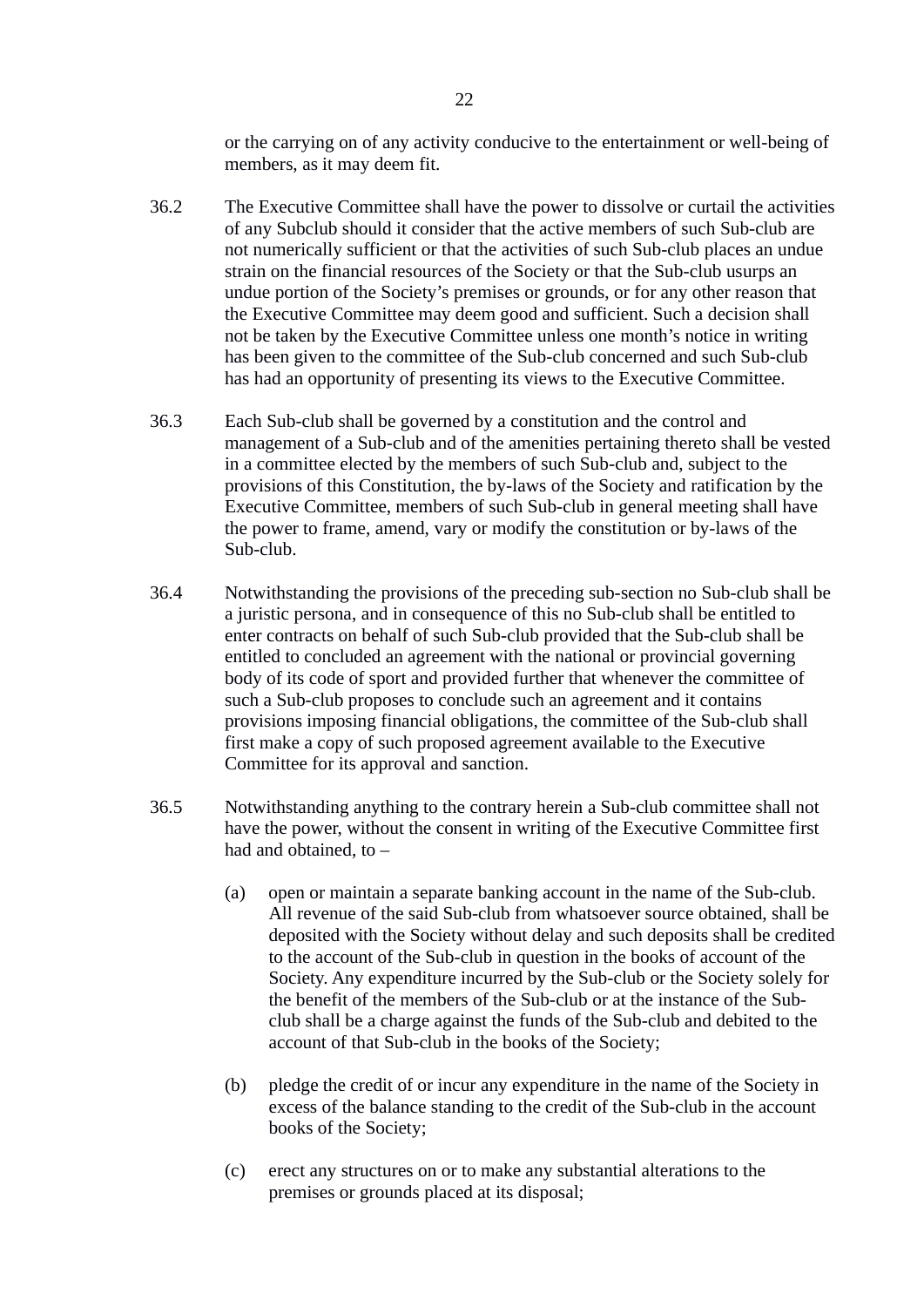or the carrying on of any activity conducive to the entertainment or well-being of members, as it may deem fit.

36.2 The Executive Committee shall have the power to dissolve or curtail the activities of any Subclub should it consider that the active members of such Sub-club are not numerically sufficient or that the activities of such Sub-club places an undue strain on the financial resources of the Society or that the Sub-club usurps an undue portion of the Society's premises or grounds, or for any other reason that the Executive Committee may deem good and sufficient. Such a decision shall not be taken by the Executive Committee unless one month's notice in writing has been given to the committee of the Sub-club concerned and such Sub-club has had an opportunity of presenting its views to the Executive Committee.

36.3 Each Sub-club shall be governed by a constitution and the control and management of a Sub-club and of the amenities pertaining thereto shall be vested in a committee elected by the members of such Sub-club and, subject to the provisions of this Constitution, the by-laws of the Society and ratification by the Executive Committee, members of such Sub-club in general meeting shall have the power to frame, amend, vary or modify the constitution or by-laws of the Sub-club.

36.4 Notwithstanding the provisions of the preceding sub-section no Sub-club shall be a juristic persona, and in consequence of this no Sub-club shall be entitled to enter contracts on behalf of such Sub-club provided that the Sub-club shall be entitled to concluded an agreement with the national or provincial governing body of its code of sport and provided further that whenever the committee of such a Sub-club proposes to conclude such an agreement and it contains provisions imposing financial obligations, the committee of the Sub-club shall first make a copy of such proposed agreement available to the Executive Committee for its approval and sanction.

36.5 Notwithstanding anything to the contrary herein a Sub-club committee shall not have the power, without the consent in writing of the Executive Committee first had and obtained, to –

(a) open or maintain a separate banking account in the name of the Sub-club. All revenue of the said Sub-club from whatsoever source obtained, shall be deposited with the Society without delay and such deposits shall be credited to the account of the Sub-club in question in the books of account of the Society. Any expenditure incurred by the Sub-club or the Society solely for the benefit of the members of the Sub-club or at the instance of the Sub-club shall be a charge against the funds of the Sub-club and debited to the account of that Sub-club in the books of the Society;

(b) pledge the credit of or incur any expenditure in the name of the Society in excess of the balance standing to the credit of the Sub-club in the account books of the Society;

(c) erect any structures on or to make any substantial alterations to the premises or grounds placed at its disposal;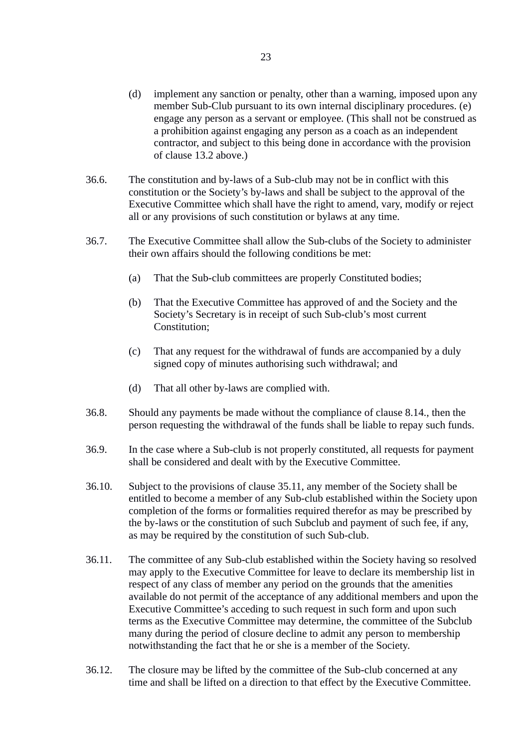(d) implement any sanction or penalty, other than a warning, imposed upon any member Sub-Club pursuant to its own internal disciplinary procedures. (e) engage any person as a servant or employee. (This shall not be construed as a prohibition against engaging any person as a coach as an independent contractor, and subject to this being done in accordance with the provision of clause 13.2 above.)

36.6. The constitution and by-laws of a Sub-club may not be in conflict with this constitution or the Society's by-laws and shall be subject to the approval of the Executive Committee which shall have the right to amend, vary, modify or reject all or any provisions of such constitution or bylaws at any time.

36.7. The Executive Committee shall allow the Sub-clubs of the Society to administer their own affairs should the following conditions be met:

(a) That the Sub-club committees are properly Constituted bodies;

(b) That the Executive Committee has approved of and the Society and the Society's Secretary is in receipt of such Sub-club's most current Constitution;

(c) That any request for the withdrawal of funds are accompanied by a duly signed copy of minutes authorising such withdrawal; and

(d) That all other by-laws are complied with.

36.8. Should any payments be made without the compliance of clause 8.14., then the person requesting the withdrawal of the funds shall be liable to repay such funds.

36.9. In the case where a Sub-club is not properly constituted, all requests for payment shall be considered and dealt with by the Executive Committee.

36.10. Subject to the provisions of clause 35.11, any member of the Society shall be entitled to become a member of any Sub-club established within the Society upon completion of the forms or formalities required therefor as may be prescribed by the by-laws or the constitution of such Subclub and payment of such fee, if any, as may be required by the constitution of such Sub-club.

36.11. The committee of any Sub-club established within the Society having so resolved may apply to the Executive Committee for leave to declare its membership list in respect of any class of member any period on the grounds that the amenities available do not permit of the acceptance of any additional members and upon the Executive Committee's acceding to such request in such form and upon such terms as the Executive Committee may determine, the committee of the Subclub many during the period of closure decline to admit any person to membership notwithstanding the fact that he or she is a member of the Society.

36.12. The closure may be lifted by the committee of the Sub-club concerned at any time and shall be lifted on a direction to that effect by the Executive Committee.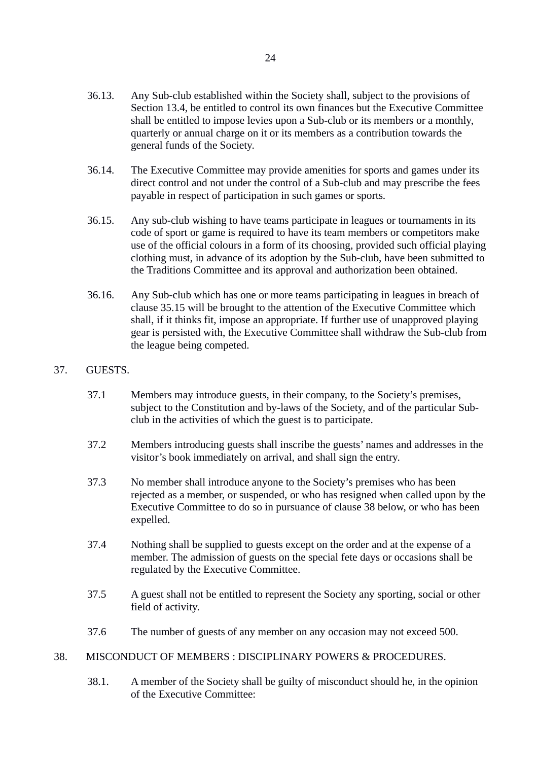36.13. Any Sub-club established within the Society shall, subject to the provisions of Section 13.4, be entitled to control its own finances but the Executive Committee shall be entitled to impose levies upon a Sub-club or its members or a monthly, quarterly or annual charge on it or its members as a contribution towards the general funds of the Society.

36.14. The Executive Committee may provide amenities for sports and games under its direct control and not under the control of a Sub-club and may prescribe the fees payable in respect of participation in such games or sports.

36.15. Any sub-club wishing to have teams participate in leagues or tournaments in its code of sport or game is required to have its team members or competitors make use of the official colours in a form of its choosing, provided such official playing clothing must, in advance of its adoption by the Sub-club, have been submitted to the Traditions Committee and its approval and authorization been obtained.

36.16. Any Sub-club which has one or more teams participating in leagues in breach of clause 35.15 will be brought to the attention of the Executive Committee which shall, if it thinks fit, impose an appropriate. If further use of unapproved playing gear is persisted with, the Executive Committee shall withdraw the Sub-club from the league being competed.

## 37. GUESTS.

37.1 Members may introduce guests, in their company, to the Society's premises, subject to the Constitution and by-laws of the Society, and of the particular Sub-club in the activities of which the guest is to participate.

37.2 Members introducing guests shall inscribe the guests' names and addresses in the visitor's book immediately on arrival, and shall sign the entry.

37.3 No member shall introduce anyone to the Society's premises who has been rejected as a member, or suspended, or who has resigned when called upon by the Executive Committee to do so in pursuance of clause 38 below, or who has been expelled.

37.4 Nothing shall be supplied to guests except on the order and at the expense of a member. The admission of guests on the special fete days or occasions shall be regulated by the Executive Committee.

37.5 A guest shall not be entitled to represent the Society any sporting, social or other field of activity.

37.6 The number of guests of any member on any occasion may not exceed 500.

## 38. MISCONDUCT OF MEMBERS : DISCIPLINARY POWERS & PROCEDURES.

38.1. A member of the Society shall be guilty of misconduct should he, in the opinion of the Executive Committee: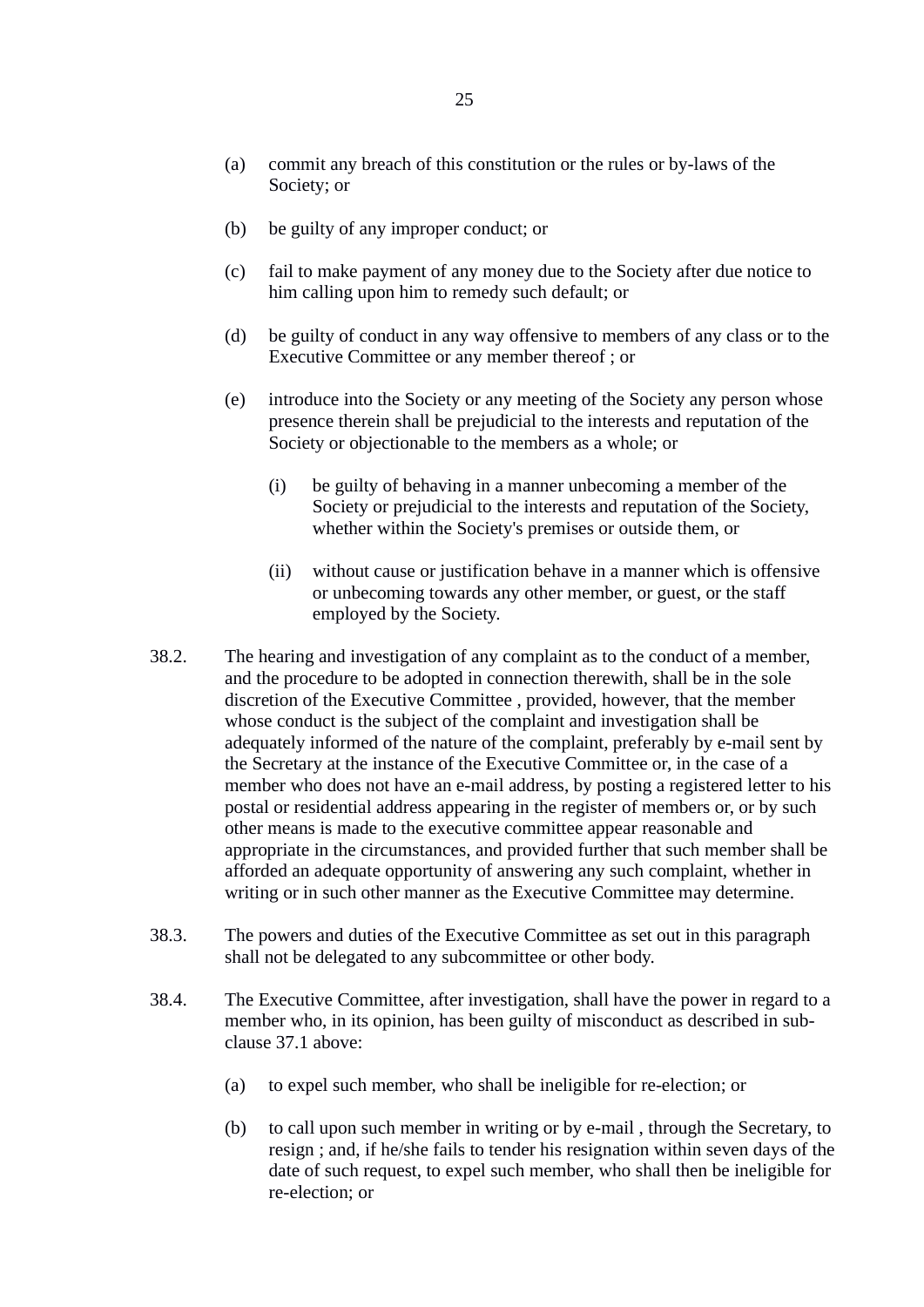(a) commit any breach of this constitution or the rules or by-laws of the Society; or

(b) be guilty of any improper conduct; or

(c) fail to make payment of any money due to the Society after due notice to him calling upon him to remedy such default; or

(d) be guilty of conduct in any way offensive to members of any class or to the Executive Committee or any member thereof ; or

(e) introduce into the Society or any meeting of the Society any person whose presence therein shall be prejudicial to the interests and reputation of the Society or objectionable to the members as a whole; or

  (i) be guilty of behaving in a manner unbecoming a member of the Society or prejudicial to the interests and reputation of the Society, whether within the Society's premises or outside them, or

  (ii) without cause or justification behave in a manner which is offensive or unbecoming towards any other member, or guest, or the staff employed by the Society.

38.2. The hearing and investigation of any complaint as to the conduct of a member, and the procedure to be adopted in connection therewith, shall be in the sole discretion of the Executive Committee , provided, however, that the member whose conduct is the subject of the complaint and investigation shall be adequately informed of the nature of the complaint, preferably by e-mail sent by the Secretary at the instance of the Executive Committee or, in the case of a member who does not have an e-mail address, by posting a registered letter to his postal or residential address appearing in the register of members or, or by such other means is made to the executive committee appear reasonable and appropriate in the circumstances, and provided further that such member shall be afforded an adequate opportunity of answering any such complaint, whether in writing or in such other manner as the Executive Committee may determine.

38.3. The powers and duties of the Executive Committee as set out in this paragraph shall not be delegated to any subcommittee or other body.

38.4. The Executive Committee, after investigation, shall have the power in regard to a member who, in its opinion, has been guilty of misconduct as described in sub-clause 37.1 above:

(a) to expel such member, who shall be ineligible for re-election; or

(b) to call upon such member in writing or by e-mail , through the Secretary, to resign ; and, if he/she fails to tender his resignation within seven days of the date of such request, to expel such member, who shall then be ineligible for re-election; or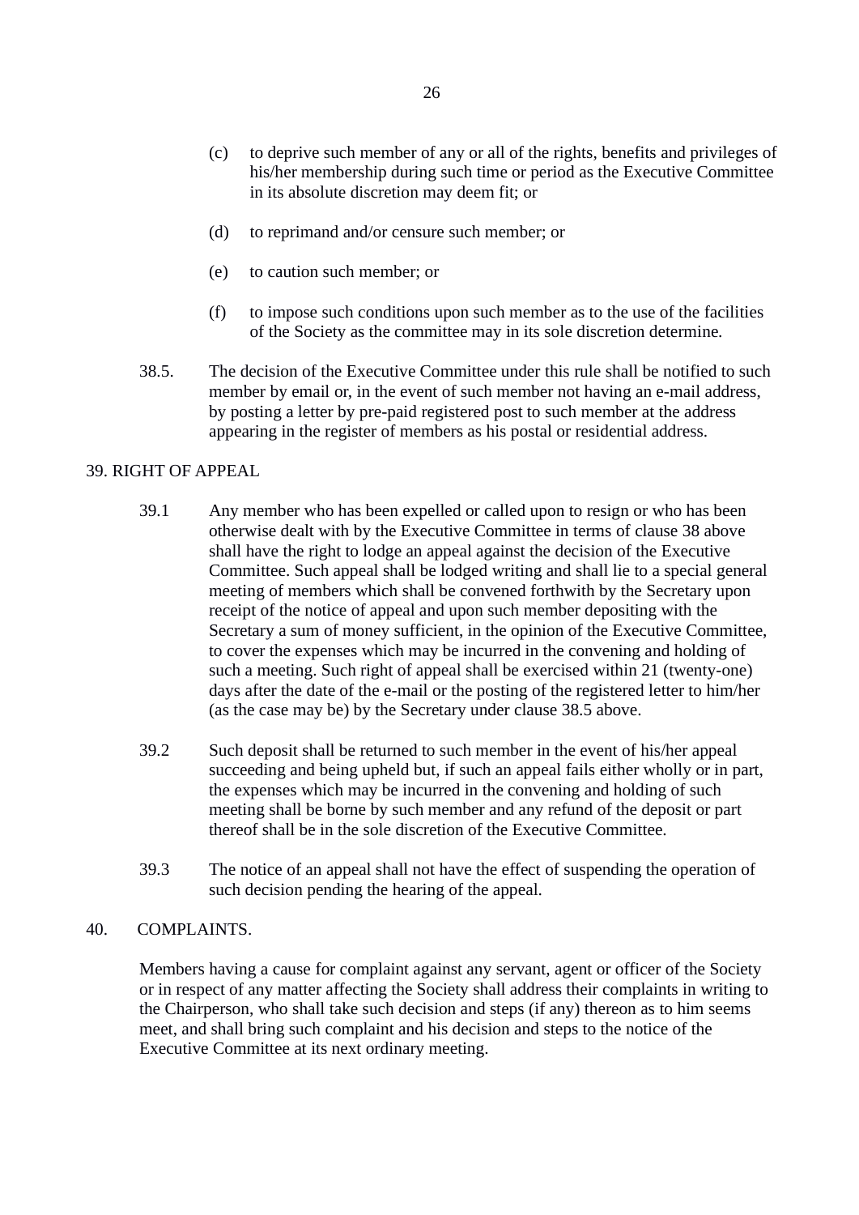(c) to deprive such member of any or all of the rights, benefits and privileges of his/her membership during such time or period as the Executive Committee in its absolute discretion may deem fit; or

(d) to reprimand and/or censure such member; or

(e) to caution such member; or

(f) to impose such conditions upon such member as to the use of the facilities of the Society as the committee may in its sole discretion determine.

38.5. The decision of the Executive Committee under this rule shall be notified to such member by email or, in the event of such member not having an e-mail address, by posting a letter by pre-paid registered post to such member at the address appearing in the register of members as his postal or residential address.

## 39. RIGHT OF APPEAL

39.1 Any member who has been expelled or called upon to resign or who has been otherwise dealt with by the Executive Committee in terms of clause 38 above shall have the right to lodge an appeal against the decision of the Executive Committee. Such appeal shall be lodged writing and shall lie to a special general meeting of members which shall be convened forthwith by the Secretary upon receipt of the notice of appeal and upon such member depositing with the Secretary a sum of money sufficient, in the opinion of the Executive Committee, to cover the expenses which may be incurred in the convening and holding of such a meeting. Such right of appeal shall be exercised within 21 (twenty-one) days after the date of the e-mail or the posting of the registered letter to him/her (as the case may be) by the Secretary under clause 38.5 above.

39.2 Such deposit shall be returned to such member in the event of his/her appeal succeeding and being upheld but, if such an appeal fails either wholly or in part, the expenses which may be incurred in the convening and holding of such meeting shall be borne by such member and any refund of the deposit or part thereof shall be in the sole discretion of the Executive Committee.

39.3 The notice of an appeal shall not have the effect of suspending the operation of such decision pending the hearing of the appeal.

## 40. COMPLAINTS.

Members having a cause for complaint against any servant, agent or officer of the Society or in respect of any matter affecting the Society shall address their complaints in writing to the Chairperson, who shall take such decision and steps (if any) thereon as to him seems meet, and shall bring such complaint and his decision and steps to the notice of the Executive Committee at its next ordinary meeting.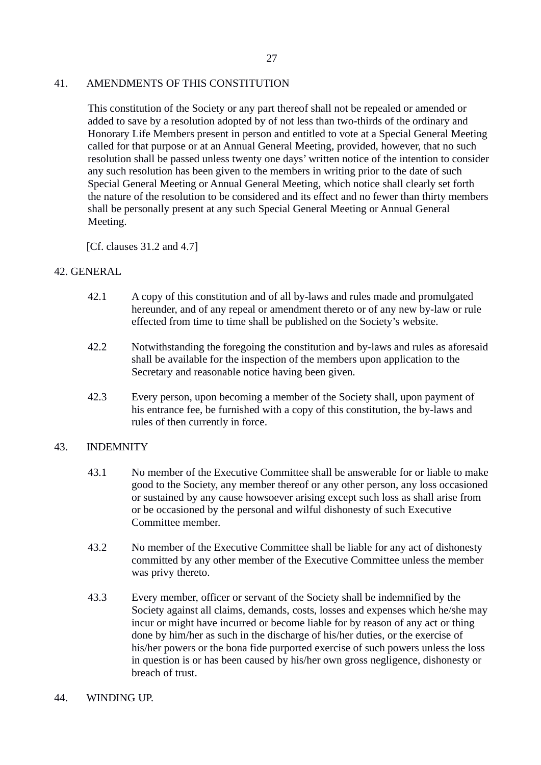## 41. AMENDMENTS OF THIS CONSTITUTION

This constitution of the Society or any part thereof shall not be repealed or amended or added to save by a resolution adopted by of not less than two-thirds of the ordinary and Honorary Life Members present in person and entitled to vote at a Special General Meeting called for that purpose or at an Annual General Meeting, provided, however, that no such resolution shall be passed unless twenty one days' written notice of the intention to consider any such resolution has been given to the members in writing prior to the date of such Special General Meeting or Annual General Meeting, which notice shall clearly set forth the nature of the resolution to be considered and its effect and no fewer than thirty members shall be personally present at any such Special General Meeting or Annual General Meeting.

[Cf. clauses 31.2 and 4.7]

## 42. GENERAL

42.1 A copy of this constitution and of all by-laws and rules made and promulgated hereunder, and of any repeal or amendment thereto or of any new by-law or rule effected from time to time shall be published on the Society's website.

42.2 Notwithstanding the foregoing the constitution and by-laws and rules as aforesaid shall be available for the inspection of the members upon application to the Secretary and reasonable notice having been given.

42.3 Every person, upon becoming a member of the Society shall, upon payment of his entrance fee, be furnished with a copy of this constitution, the by-laws and rules of then currently in force.

## 43. INDEMNITY

43.1 No member of the Executive Committee shall be answerable for or liable to make good to the Society, any member thereof or any other person, any loss occasioned or sustained by any cause howsoever arising except such loss as shall arise from or be occasioned by the personal and wilful dishonesty of such Executive Committee member.

43.2 No member of the Executive Committee shall be liable for any act of dishonesty committed by any other member of the Executive Committee unless the member was privy thereto.

43.3 Every member, officer or servant of the Society shall be indemnified by the Society against all claims, demands, costs, losses and expenses which he/she may incur or might have incurred or become liable for by reason of any act or thing done by him/her as such in the discharge of his/her duties, or the exercise of his/her powers or the bona fide purported exercise of such powers unless the loss in question is or has been caused by his/her own gross negligence, dishonesty or breach of trust.

## 44. WINDING UP.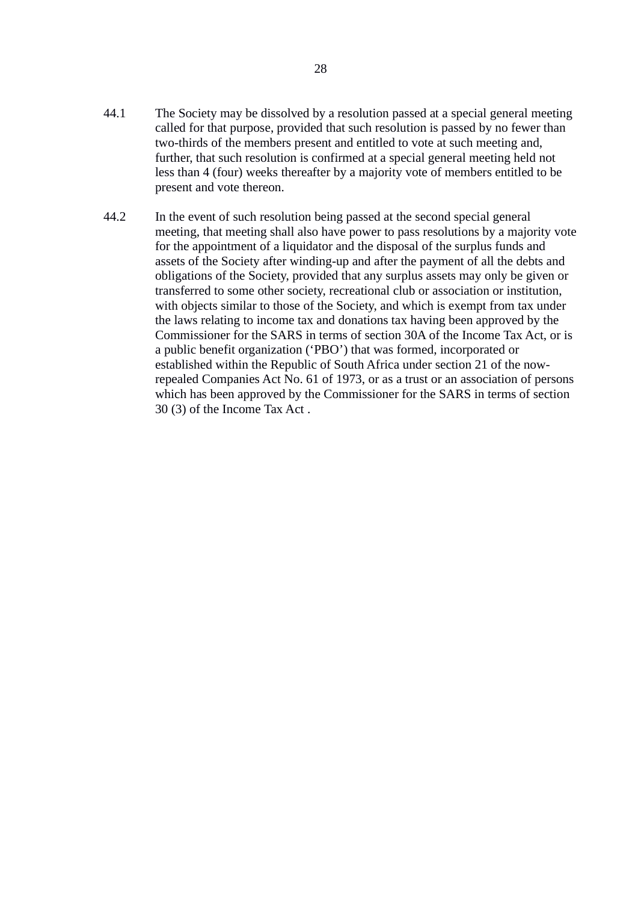44.1 The Society may be dissolved by a resolution passed at a special general meeting called for that purpose, provided that such resolution is passed by no fewer than two-thirds of the members present and entitled to vote at such meeting and, further, that such resolution is confirmed at a special general meeting held not less than 4 (four) weeks thereafter by a majority vote of members entitled to be present and vote thereon.

44.2 In the event of such resolution being passed at the second special general meeting, that meeting shall also have power to pass resolutions by a majority vote for the appointment of a liquidator and the disposal of the surplus funds and assets of the Society after winding-up and after the payment of all the debts and obligations of the Society, provided that any surplus assets may only be given or transferred to some other society, recreational club or association or institution, with objects similar to those of the Society, and which is exempt from tax under the laws relating to income tax and donations tax having been approved by the Commissioner for the SARS in terms of section 30A of the Income Tax Act, or is a public benefit organization ('PBO') that was formed, incorporated or established within the Republic of South Africa under section 21 of the now-repealed Companies Act No. 61 of 1973, or as a trust or an association of persons which has been approved by the Commissioner for the SARS in terms of section 30 (3) of the Income Tax Act .